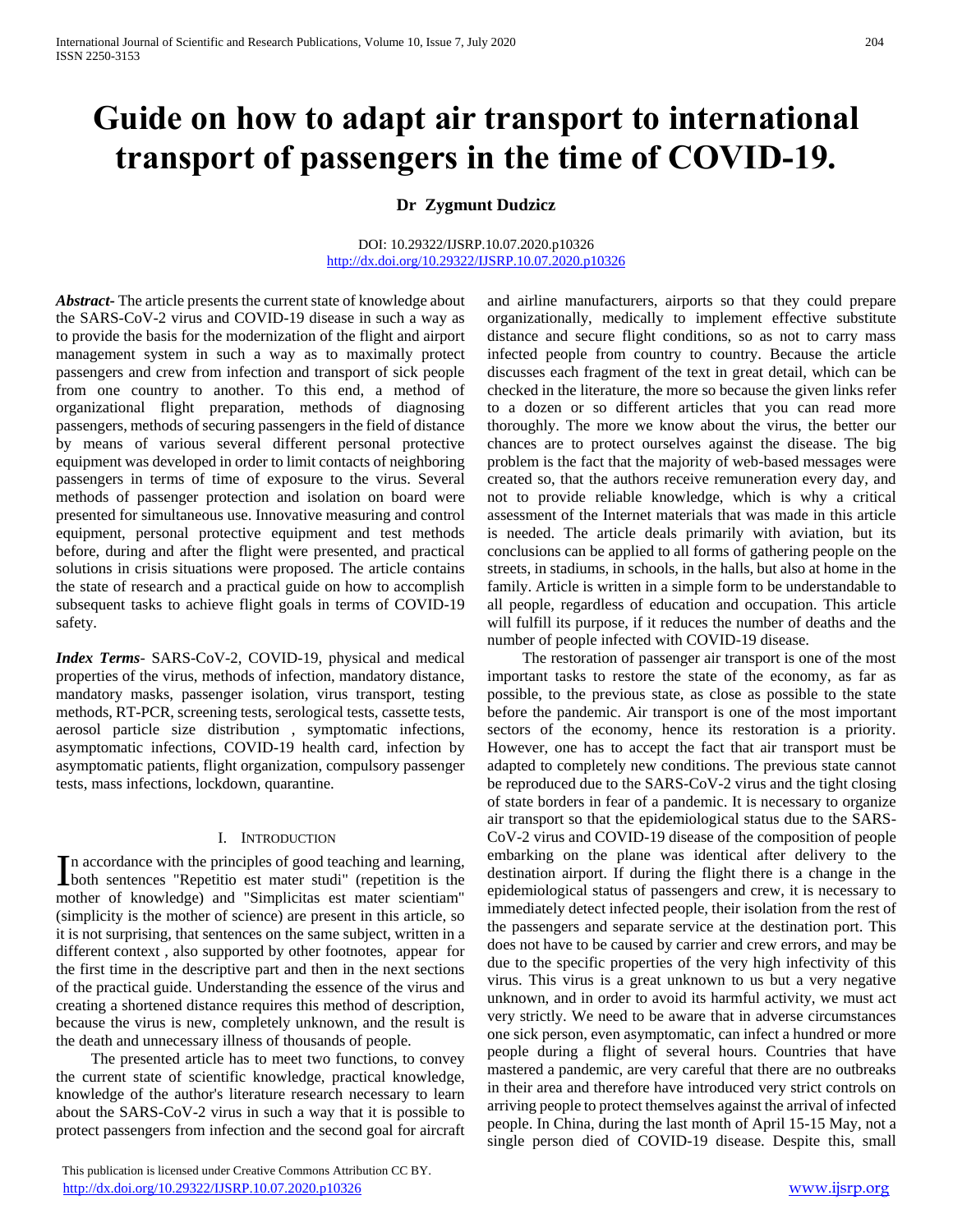# Guide on how to adapt air transport to international transport of passengers in the time of COVID-19.

**Dr Zygmunt Dudzicz**

DOI: 10.29322/IJSRP.10.07.2020.p10326
http://dx.doi.org/10.29322/IJSRP.10.07.2020.p10326

***Abstract-*** The article presents the current state of knowledge about the SARS-CoV-2 virus and COVID-19 disease in such a way as to provide the basis for the modernization of the flight and airport management system in such a way as to maximally protect passengers and crew from infection and transport of sick people from one country to another. To this end, a method of organizational flight preparation, methods of diagnosing passengers, methods of securing passengers in the field of distance by means of various several different personal protective equipment was developed in order to limit contacts of neighboring passengers in terms of time of exposure to the virus. Several methods of passenger protection and isolation on board were presented for simultaneous use. Innovative measuring and control equipment, personal protective equipment and test methods before, during and after the flight were presented, and practical solutions in crisis situations were proposed. The article contains the state of research and a practical guide on how to accomplish subsequent tasks to achieve flight goals in terms of COVID-19 safety.

***Index Terms*-** SARS-CoV-2, COVID-19, physical and medical properties of the virus, methods of infection, mandatory distance, mandatory masks, passenger isolation, virus transport, testing methods, RT-PCR, screening tests, serological tests, cassette tests, aerosol particle size distribution , symptomatic infections, asymptomatic infections, COVID-19 health card, infection by asymptomatic patients, flight organization, compulsory passenger tests, mass infections, lockdown, quarantine.

## I. Introduction

In accordance with the principles of good teaching and learning, both sentences "Repetitio est mater studi" (repetition is the mother of knowledge) and "Simplicitas est mater scientiam" (simplicity is the mother of science) are present in this article, so it is not surprising, that sentences on the same subject, written in a different context , also supported by other footnotes, appear for the first time in the descriptive part and then in the next sections of the practical guide. Understanding the essence of the virus and creating a shortened distance requires this method of description, because the virus is new, completely unknown, and the result is the death and unnecessary illness of thousands of people.

The presented article has to meet two functions, to convey the current state of scientific knowledge, practical knowledge, knowledge of the author's literature research necessary to learn about the SARS-CoV-2 virus in such a way that it is possible to protect passengers from infection and the second goal for aircraft and airline manufacturers, airports so that they could prepare organizationally, medically to implement effective substitute distance and secure flight conditions, so as not to carry mass infected people from country to country. Because the article discusses each fragment of the text in great detail, which can be checked in the literature, the more so because the given links refer to a dozen or so different articles that you can read more thoroughly. The more we know about the virus, the better our chances are to protect ourselves against the disease. The big problem is the fact that the majority of web-based messages were created so, that the authors receive remuneration every day, and not to provide reliable knowledge, which is why a critical assessment of the Internet materials that was made in this article is needed. The article deals primarily with aviation, but its conclusions can be applied to all forms of gathering people on the streets, in stadiums, in schools, in the halls, but also at home in the family. Article is written in a simple form to be understandable to all people, regardless of education and occupation. This article will fulfill its purpose, if it reduces the number of deaths and the number of people infected with COVID-19 disease.

The restoration of passenger air transport is one of the most important tasks to restore the state of the economy, as far as possible, to the previous state, as close as possible to the state before the pandemic. Air transport is one of the most important sectors of the economy, hence its restoration is a priority. However, one has to accept the fact that air transport must be adapted to completely new conditions. The previous state cannot be reproduced due to the SARS-CoV-2 virus and the tight closing of state borders in fear of a pandemic. It is necessary to organize air transport so that the epidemiological status due to the SARS-CoV-2 virus and COVID-19 disease of the composition of people embarking on the plane was identical after delivery to the destination airport. If during the flight there is a change in the epidemiological status of passengers and crew, it is necessary to immediately detect infected people, their isolation from the rest of the passengers and separate service at the destination port. This does not have to be caused by carrier and crew errors, and may be due to the specific properties of the very high infectivity of this virus. This virus is a great unknown to us but a very negative unknown, and in order to avoid its harmful activity, we must act very strictly. We need to be aware that in adverse circumstances one sick person, even asymptomatic, can infect a hundred or more people during a flight of several hours. Countries that have mastered a pandemic, are very careful that there are no outbreaks in their area and therefore have introduced very strict controls on arriving people to protect themselves against the arrival of infected people. In China, during the last month of April 15-15 May, not a single person died of COVID-19 disease. Despite this, small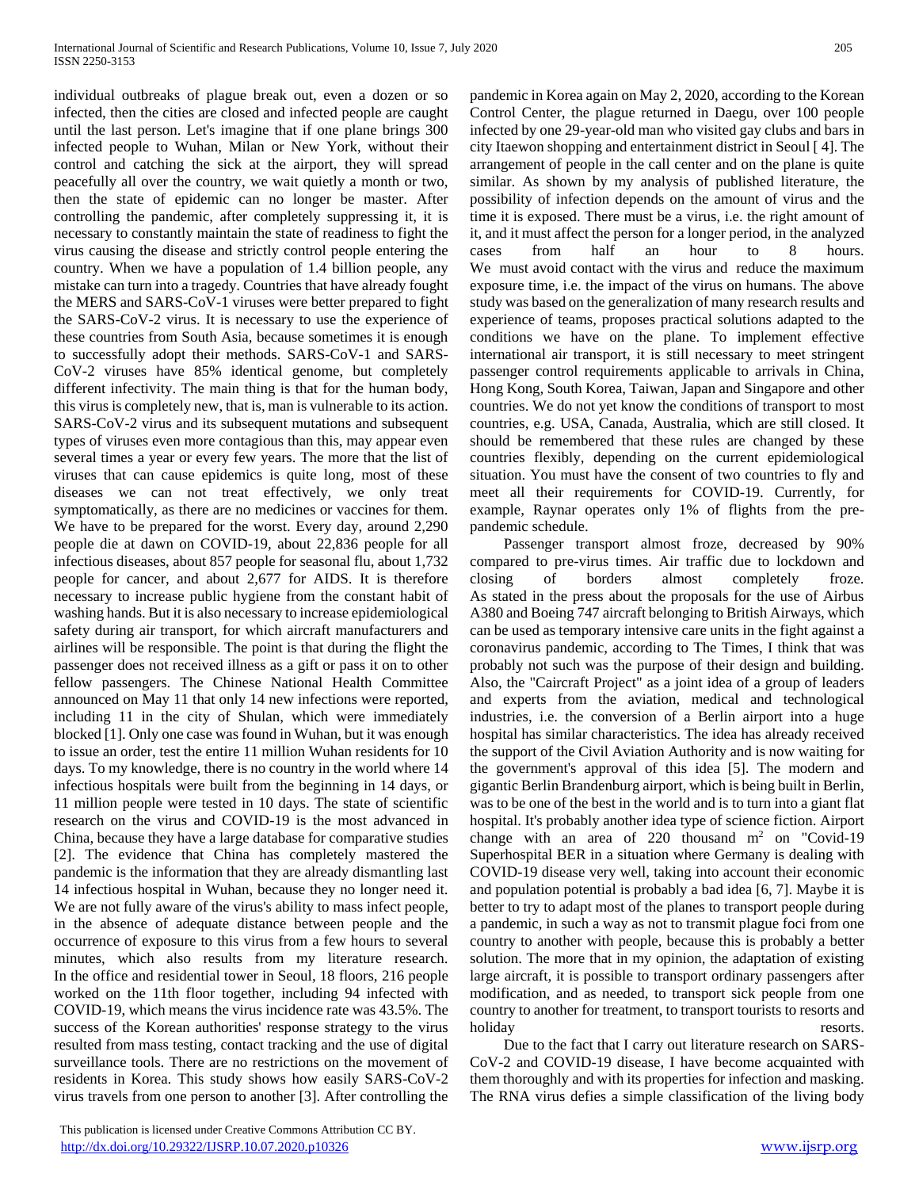individual outbreaks of plague break out, even a dozen or so infected, then the cities are closed and infected people are caught until the last person. Let's imagine that if one plane brings 300 infected people to Wuhan, Milan or New York, without their control and catching the sick at the airport, they will spread peacefully all over the country, we wait quietly a month or two, then the state of epidemic can no longer be master. After controlling the pandemic, after completely suppressing it, it is necessary to constantly maintain the state of readiness to fight the virus causing the disease and strictly control people entering the country. When we have a population of 1.4 billion people, any mistake can turn into a tragedy. Countries that have already fought the MERS and SARS-CoV-1 viruses were better prepared to fight the SARS-CoV-2 virus. It is necessary to use the experience of these countries from South Asia, because sometimes it is enough to successfully adopt their methods. SARS-CoV-1 and SARS-CoV-2 viruses have 85% identical genome, but completely different infectivity. The main thing is that for the human body, this virus is completely new, that is, man is vulnerable to its action. SARS-CoV-2 virus and its subsequent mutations and subsequent types of viruses even more contagious than this, may appear even several times a year or every few years. The more that the list of viruses that can cause epidemics is quite long, most of these diseases we can not treat effectively, we only treat symptomatically, as there are no medicines or vaccines for them. We have to be prepared for the worst. Every day, around 2,290 people die at dawn on COVID-19, about 22,836 people for all infectious diseases, about 857 people for seasonal flu, about 1,732 people for cancer, and about 2,677 for AIDS. It is therefore necessary to increase public hygiene from the constant habit of washing hands. But it is also necessary to increase epidemiological safety during air transport, for which aircraft manufacturers and airlines will be responsible. The point is that during the flight the passenger does not received illness as a gift or pass it on to other fellow passengers. The Chinese National Health Committee announced on May 11 that only 14 new infections were reported, including 11 in the city of Shulan, which were immediately blocked [1]. Only one case was found in Wuhan, but it was enough to issue an order, test the entire 11 million Wuhan residents for 10 days. To my knowledge, there is no country in the world where 14 infectious hospitals were built from the beginning in 14 days, or 11 million people were tested in 10 days. The state of scientific research on the virus and COVID-19 is the most advanced in China, because they have a large database for comparative studies [2]. The evidence that China has completely mastered the pandemic is the information that they are already dismantling last 14 infectious hospital in Wuhan, because they no longer need it. We are not fully aware of the virus's ability to mass infect people, in the absence of adequate distance between people and the occurrence of exposure to this virus from a few hours to several minutes, which also results from my literature research. In the office and residential tower in Seoul, 18 floors, 216 people worked on the 11th floor together, including 94 infected with COVID-19, which means the virus incidence rate was 43.5%. The success of the Korean authorities' response strategy to the virus resulted from mass testing, contact tracking and the use of digital surveillance tools. There are no restrictions on the movement of residents in Korea. This study shows how easily SARS-CoV-2 virus travels from one person to another [3]. After controlling the pandemic in Korea again on May 2, 2020, according to the Korean Control Center, the plague returned in Daegu, over 100 people infected by one 29-year-old man who visited gay clubs and bars in city Itaewon shopping and entertainment district in Seoul [4]. The arrangement of people in the call center and on the plane is quite similar. As shown by my analysis of published literature, the possibility of infection depends on the amount of virus and the time it is exposed. There must be a virus, i.e. the right amount of it, and it must affect the person for a longer period, in the analyzed cases from half an hour to 8 hours. We must avoid contact with the virus and reduce the maximum exposure time, i.e. the impact of the virus on humans. The above study was based on the generalization of many research results and experience of teams, proposes practical solutions adapted to the conditions we have on the plane. To implement effective international air transport, it is still necessary to meet stringent passenger control requirements applicable to arrivals in China, Hong Kong, South Korea, Taiwan, Japan and Singapore and other countries. We do not yet know the conditions of transport to most countries, e.g. USA, Canada, Australia, which are still closed. It should be remembered that these rules are changed by these countries flexibly, depending on the current epidemiological situation. You must have the consent of two countries to fly and meet all their requirements for COVID-19. Currently, for example, Raynar operates only 1% of flights from the pre-pandemic schedule.

Passenger transport almost froze, decreased by 90% compared to pre-virus times. Air traffic due to lockdown and closing of borders almost completely froze. As stated in the press about the proposals for the use of Airbus A380 and Boeing 747 aircraft belonging to British Airways, which can be used as temporary intensive care units in the fight against a coronavirus pandemic, according to The Times, I think that was probably not such was the purpose of their design and building. Also, the "Caircraft Project" as a joint idea of a group of leaders and experts from the aviation, medical and technological industries, i.e. the conversion of a Berlin airport into a huge hospital has similar characteristics. The idea has already received the support of the Civil Aviation Authority and is now waiting for the government's approval of this idea [5]. The modern and gigantic Berlin Brandenburg airport, which is being built in Berlin, was to be one of the best in the world and is to turn into a giant flat hospital. It's probably another idea type of science fiction. Airport change with an area of 220 thousand m$^2$ on "Covid-19 Superhospital BER in a situation where Germany is dealing with COVID-19 disease very well, taking into account their economic and population potential is probably a bad idea [6, 7]. Maybe it is better to try to adapt most of the planes to transport people during a pandemic, in such a way as not to transmit plague foci from one country to another with people, because this is probably a better solution. The more that in my opinion, the adaptation of existing large aircraft, it is possible to transport ordinary passengers after modification, and as needed, to transport sick people from one country to another for treatment, to transport tourists to resorts and holiday resorts.

Due to the fact that I carry out literature research on SARS-CoV-2 and COVID-19 disease, I have become acquainted with them thoroughly and with its properties for infection and masking. The RNA virus defies a simple classification of the living body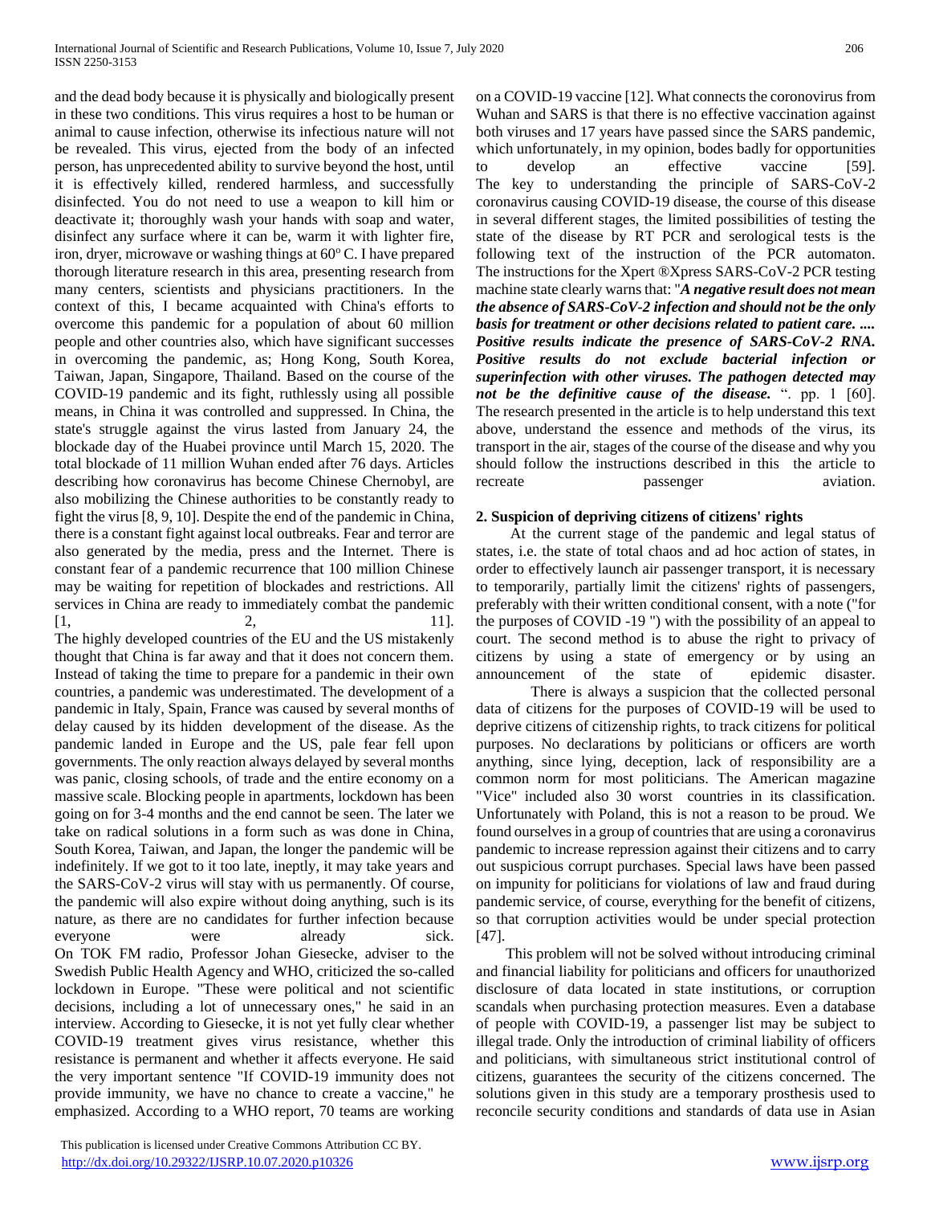and the dead body because it is physically and biologically present in these two conditions. This virus requires a host to be human or animal to cause infection, otherwise its infectious nature will not be revealed. This virus, ejected from the body of an infected person, has unprecedented ability to survive beyond the host, until it is effectively killed, rendered harmless, and successfully disinfected. You do not need to use a weapon to kill him or deactivate it; thoroughly wash your hands with soap and water, disinfect any surface where it can be, warm it with lighter fire, iron, dryer, microwave or washing things at 60° C. I have prepared thorough literature research in this area, presenting research from many centers, scientists and physicians practitioners. In the context of this, I became acquainted with China's efforts to overcome this pandemic for a population of about 60 million people and other countries also, which have significant successes in overcoming the pandemic, as; Hong Kong, South Korea, Taiwan, Japan, Singapore, Thailand. Based on the course of the COVID-19 pandemic and its fight, ruthlessly using all possible means, in China it was controlled and suppressed. In China, the state's struggle against the virus lasted from January 24, the blockade day of the Huabei province until March 15, 2020. The total blockade of 11 million Wuhan ended after 76 days. Articles describing how coronavirus has become Chinese Chernobyl, are also mobilizing the Chinese authorities to be constantly ready to fight the virus [8, 9, 10]. Despite the end of the pandemic in China, there is a constant fight against local outbreaks. Fear and terror are also generated by the media, press and the Internet. There is constant fear of a pandemic recurrence that 100 million Chinese may be waiting for repetition of blockades and restrictions. All services in China are ready to immediately combat the pandemic [1, 2, 11].

The highly developed countries of the EU and the US mistakenly thought that China is far away and that it does not concern them. Instead of taking the time to prepare for a pandemic in their own countries, a pandemic was underestimated. The development of a pandemic in Italy, Spain, France was caused by several months of delay caused by its hidden development of the disease. As the pandemic landed in Europe and the US, pale fear fell upon governments. The only reaction always delayed by several months was panic, closing schools, of trade and the entire economy on a massive scale. Blocking people in apartments, lockdown has been going on for 3-4 months and the end cannot be seen. The later we take on radical solutions in a form such as was done in China, South Korea, Taiwan, and Japan, the longer the pandemic will be indefinitely. If we got to it too late, ineptly, it may take years and the SARS-CoV-2 virus will stay with us permanently. Of course, the pandemic will also expire without doing anything, such is its nature, as there are no candidates for further infection because everyone were already sick.

On TOK FM radio, Professor Johan Giesecke, adviser to the Swedish Public Health Agency and WHO, criticized the so-called lockdown in Europe. "These were political and not scientific decisions, including a lot of unnecessary ones," he said in an interview. According to Giesecke, it is not yet fully clear whether COVID-19 treatment gives virus resistance, whether this resistance is permanent and whether it affects everyone. He said the very important sentence "If COVID-19 immunity does not provide immunity, we have no chance to create a vaccine," he emphasized. According to a WHO report, 70 teams are working on a COVID-19 vaccine [12]. What connects the coronovirus from Wuhan and SARS is that there is no effective vaccination against both viruses and 17 years have passed since the SARS pandemic, which unfortunately, in my opinion, bodes badly for opportunities to develop an effective vaccine [59].

The key to understanding the principle of SARS-CoV-2 coronavirus causing COVID-19 disease, the course of this disease in several different stages, the limited possibilities of testing the state of the disease by RT PCR and serological tests is the following text of the instruction of the PCR automaton. The instructions for the Xpert ®Xpress SARS-CoV-2 PCR testing machine state clearly warns that: "***A negative result does not mean the absence of SARS-CoV-2 infection and should not be the only basis for treatment or other decisions related to patient care. .... Positive results indicate the presence of SARS-CoV-2 RNA. Positive results do not exclude bacterial infection or superinfection with other viruses. The pathogen detected may not be the definitive cause of the disease.*** ". pp. 1 [60]. The research presented in the article is to help understand this text above, understand the essence and methods of the virus, its transport in the air, stages of the course of the disease and why you should follow the instructions described in this the article to recreate passenger aviation.

## 2. Suspicion of depriving citizens of citizens' rights

At the current stage of the pandemic and legal status of states, i.e. the state of total chaos and ad hoc action of states, in order to effectively launch air passenger transport, it is necessary to temporarily, partially limit the citizens' rights of passengers, preferably with their written conditional consent, with a note ("for the purposes of COVID -19 ") with the possibility of an appeal to court. The second method is to abuse the right to privacy of citizens by using a state of emergency or by using an announcement of the state of epidemic disaster.

There is always a suspicion that the collected personal data of citizens for the purposes of COVID-19 will be used to deprive citizens of citizenship rights, to track citizens for political purposes. No declarations by politicians or officers are worth anything, since lying, deception, lack of responsibility are a common norm for most politicians. The American magazine "Vice" included also 30 worst countries in its classification. Unfortunately with Poland, this is not a reason to be proud. We found ourselves in a group of countries that are using a coronavirus pandemic to increase repression against their citizens and to carry out suspicious corrupt purchases. Special laws have been passed on impunity for politicians for violations of law and fraud during pandemic service, of course, everything for the benefit of citizens, so that corruption activities would be under special protection [47].

This problem will not be solved without introducing criminal and financial liability for politicians and officers for unauthorized disclosure of data located in state institutions, or corruption scandals when purchasing protection measures. Even a database of people with COVID-19, a passenger list may be subject to illegal trade. Only the introduction of criminal liability of officers and politicians, with simultaneous strict institutional control of citizens, guarantees the security of the citizens concerned. The solutions given in this study are a temporary prosthesis used to reconcile security conditions and standards of data use in Asian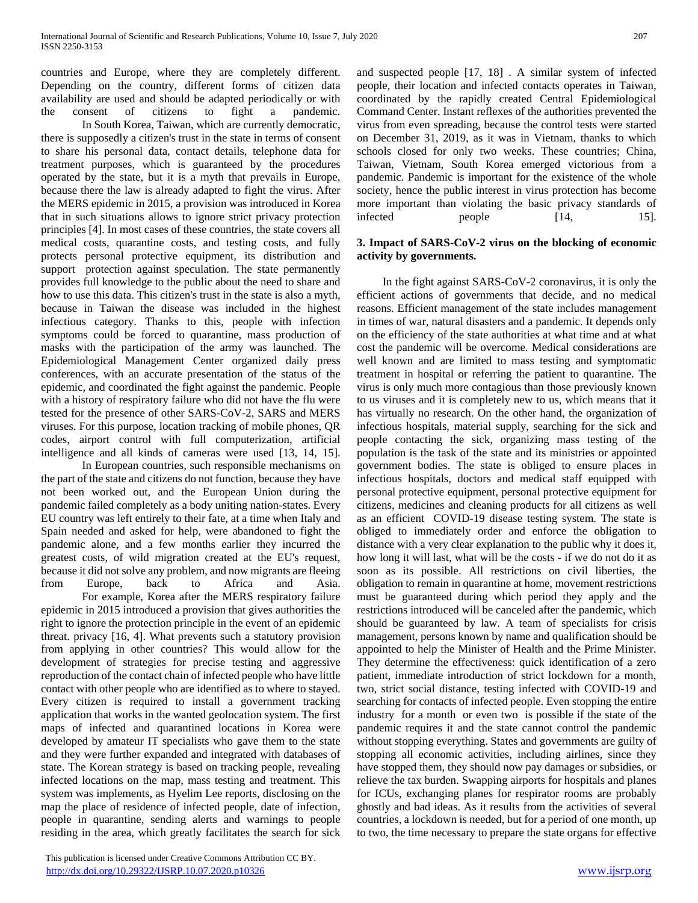countries and Europe, where they are completely different. Depending on the country, different forms of citizen data availability are used and should be adapted periodically or with the consent of citizens to fight a pandemic.

In South Korea, Taiwan, which are currently democratic, there is supposedly a citizen's trust in the state in terms of consent to share his personal data, contact details, telephone data for treatment purposes, which is guaranteed by the procedures operated by the state, but it is a myth that prevails in Europe, because there the law is already adapted to fight the virus. After the MERS epidemic in 2015, a provision was introduced in Korea that in such situations allows to ignore strict privacy protection principles [4]. In most cases of these countries, the state covers all medical costs, quarantine costs, and testing costs, and fully protects personal protective equipment, its distribution and support protection against speculation. The state permanently provides full knowledge to the public about the need to share and how to use this data. This citizen's trust in the state is also a myth, because in Taiwan the disease was included in the highest infectious category. Thanks to this, people with infection symptoms could be forced to quarantine, mass production of masks with the participation of the army was launched. The Epidemiological Management Center organized daily press conferences, with an accurate presentation of the status of the epidemic, and coordinated the fight against the pandemic. People with a history of respiratory failure who did not have the flu were tested for the presence of other SARS-CoV-2, SARS and MERS viruses. For this purpose, location tracking of mobile phones, QR codes, airport control with full computerization, artificial intelligence and all kinds of cameras were used [13, 14, 15].

In European countries, such responsible mechanisms on the part of the state and citizens do not function, because they have not been worked out, and the European Union during the pandemic failed completely as a body uniting nation-states. Every EU country was left entirely to their fate, at a time when Italy and Spain needed and asked for help, were abandoned to fight the pandemic alone, and a few months earlier they incurred the greatest costs, of wild migration created at the EU's request, because it did not solve any problem, and now migrants are fleeing from Europe, back to Africa and Asia.

For example, Korea after the MERS respiratory failure epidemic in 2015 introduced a provision that gives authorities the right to ignore the protection principle in the event of an epidemic threat. privacy [16, 4]. What prevents such a statutory provision from applying in other countries? This would allow for the development of strategies for precise testing and aggressive reproduction of the contact chain of infected people who have little contact with other people who are identified as to where to stayed. Every citizen is required to install a government tracking application that works in the wanted geolocation system. The first maps of infected and quarantined locations in Korea were developed by amateur IT specialists who gave them to the state and they were further expanded and integrated with databases of state. The Korean strategy is based on tracking people, revealing infected locations on the map, mass testing and treatment. This system was implements, as Hyelim Lee reports, disclosing on the map the place of residence of infected people, date of infection, people in quarantine, sending alerts and warnings to people residing in the area, which greatly facilitates the search for sick and suspected people [17, 18] . A similar system of infected people, their location and infected contacts operates in Taiwan, coordinated by the rapidly created Central Epidemiological Command Center. Instant reflexes of the authorities prevented the virus from even spreading, because the control tests were started on December 31, 2019, as it was in Vietnam, thanks to which schools closed for only two weeks. These countries; China, Taiwan, Vietnam, South Korea emerged victorious from a pandemic. Pandemic is important for the existence of the whole society, hence the public interest in virus protection has become more important than violating the basic privacy standards of infected people [14, 15].

### 3. Impact of SARS-CoV-2 virus on the blocking of economic activity by governments.

In the fight against SARS-CoV-2 coronavirus, it is only the efficient actions of governments that decide, and no medical reasons. Efficient management of the state includes management in times of war, natural disasters and a pandemic. It depends only on the efficiency of the state authorities at what time and at what cost the pandemic will be overcome. Medical considerations are well known and are limited to mass testing and symptomatic treatment in hospital or referring the patient to quarantine. The virus is only much more contagious than those previously known to us viruses and it is completely new to us, which means that it has virtually no research. On the other hand, the organization of infectious hospitals, material supply, searching for the sick and people contacting the sick, organizing mass testing of the population is the task of the state and its ministries or appointed government bodies. The state is obliged to ensure places in infectious hospitals, doctors and medical staff equipped with personal protective equipment, personal protective equipment for citizens, medicines and cleaning products for all citizens as well as an efficient COVID-19 disease testing system. The state is obliged to immediately order and enforce the obligation to distance with a very clear explanation to the public why it does it, how long it will last, what will be the costs - if we do not do it as soon as its possible. All restrictions on civil liberties, the obligation to remain in quarantine at home, movement restrictions must be guaranteed during which period they apply and the restrictions introduced will be canceled after the pandemic, which should be guaranteed by law. A team of specialists for crisis management, persons known by name and qualification should be appointed to help the Minister of Health and the Prime Minister. They determine the effectiveness: quick identification of a zero patient, immediate introduction of strict lockdown for a month, two, strict social distance, testing infected with COVID-19 and searching for contacts of infected people. Even stopping the entire industry for a month or even two is possible if the state of the pandemic requires it and the state cannot control the pandemic without stopping everything. States and governments are guilty of stopping all economic activities, including airlines, since they have stopped them, they should now pay damages or subsidies, or relieve the tax burden. Swapping airports for hospitals and planes for ICUs, exchanging planes for respirator rooms are probably ghostly and bad ideas. As it results from the activities of several countries, a lockdown is needed, but for a period of one month, up to two, the time necessary to prepare the state organs for effective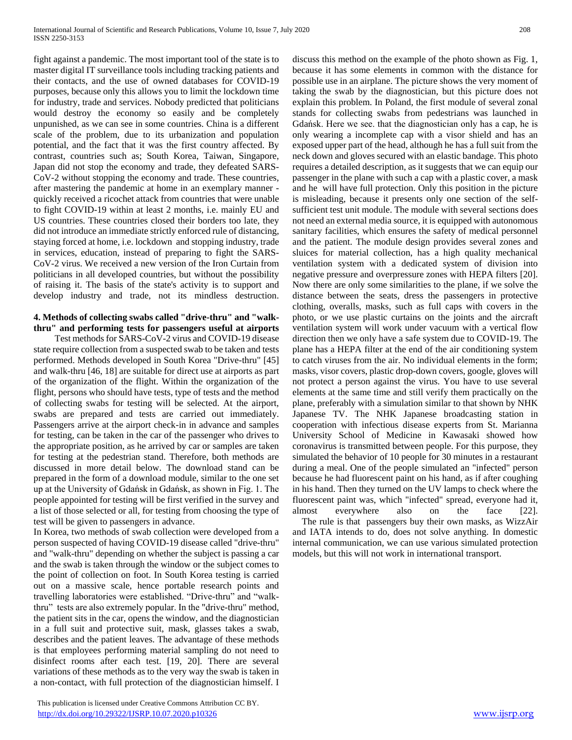fight against a pandemic. The most important tool of the state is to master digital IT surveillance tools including tracking patients and their contacts, and the use of owned databases for COVID-19 purposes, because only this allows you to limit the lockdown time for industry, trade and services. Nobody predicted that politicians would destroy the economy so easily and be completely unpunished, as we can see in some countries. China is a different scale of the problem, due to its urbanization and population potential, and the fact that it was the first country affected. By contrast, countries such as; South Korea, Taiwan, Singapore, Japan did not stop the economy and trade, they defeated SARS-CoV-2 without stopping the economy and trade. These countries, after mastering the pandemic at home in an exemplary manner - quickly received a ricochet attack from countries that were unable to fight COVID-19 within at least 2 months, i.e. mainly EU and US countries. These countries closed their borders too late, they did not introduce an immediate strictly enforced rule of distancing, staying forced at home, i.e. lockdown and stopping industry, trade in services, education, instead of preparing to fight the SARS-CoV-2 virus. We received a new version of the Iron Curtain from politicians in all developed countries, but without the possibility of raising it. The basis of the state's activity is to support and develop industry and trade, not its mindless destruction.

## 4. Methods of collecting swabs called "drive-thru" and "walk-thru" and performing tests for passengers useful at airports

Test methods for SARS-CoV-2 virus and COVID-19 disease state require collection from a suspected swab to be taken and tests performed. Methods developed in South Korea "Drive-thru" [45] and walk-thru [46, 18] are suitable for direct use at airports as part of the organization of the flight. Within the organization of the flight, persons who should have tests, type of tests and the method of collecting swabs for testing will be selected. At the airport, swabs are prepared and tests are carried out immediately. Passengers arrive at the airport check-in in advance and samples for testing, can be taken in the car of the passenger who drives to the appropriate position, as he arrived by car or samples are taken for testing at the pedestrian stand. Therefore, both methods are discussed in more detail below. The download stand can be prepared in the form of a download module, similar to the one set up at the University of Gdańsk in Gdańsk, as shown in Fig. 1. The people appointed for testing will be first verified in the survey and a list of those selected or all, for testing from choosing the type of test will be given to passengers in advance.

In Korea, two methods of swab collection were developed from a person suspected of having COVID-19 disease called "drive-thru" and "walk-thru" depending on whether the subject is passing a car and the swab is taken through the window or the subject comes to the point of collection on foot. In South Korea testing is carried out on a massive scale, hence portable research points and travelling laboratories were established. "Drive-thru" and "walk-thru" tests are also extremely popular. In the "drive-thru" method, the patient sits in the car, opens the window, and the diagnostician in a full suit and protective suit, mask, glasses takes a swab, describes and the patient leaves. The advantage of these methods is that employees performing material sampling do not need to disinfect rooms after each test. [19, 20]. There are several variations of these methods as to the very way the swab is taken in a non-contact, with full protection of the diagnostician himself. I discuss this method on the example of the photo shown as Fig. 1, because it has some elements in common with the distance for possible use in an airplane. The picture shows the very moment of taking the swab by the diagnostician, but this picture does not explain this problem. In Poland, the first module of several zonal stands for collecting swabs from pedestrians was launched in Gdańsk. Here we see. that the diagnostician only has a cap, he is only wearing a incomplete cap with a visor shield and has an exposed upper part of the head, although he has a full suit from the neck down and gloves secured with an elastic bandage. This photo requires a detailed description, as it suggests that we can equip our passenger in the plane with such a cap with a plastic cover, a mask and he will have full protection. Only this position in the picture is misleading, because it presents only one section of the self-sufficient test unit module. The module with several sections does not need an external media source, it is equipped with autonomous sanitary facilities, which ensures the safety of medical personnel and the patient. The module design provides several zones and sluices for material collection, has a high quality mechanical ventilation system with a dedicated system of division into negative pressure and overpressure zones with HEPA filters [20]. Now there are only some similarities to the plane, if we solve the distance between the seats, dress the passengers in protective clothing, overalls, masks, such as full caps with covers in the photo, or we use plastic curtains on the joints and the aircraft ventilation system will work under vacuum with a vertical flow direction then we only have a safe system due to COVID-19. The plane has a HEPA filter at the end of the air conditioning system to catch viruses from the air. No individual elements in the form; masks, visor covers, plastic drop-down covers, google, gloves will not protect a person against the virus. You have to use several elements at the same time and still verify them practically on the plane, preferably with a simulation similar to that shown by NHK Japanese TV. The NHK Japanese broadcasting station in cooperation with infectious disease experts from St. Marianna University School of Medicine in Kawasaki showed how coronavirus is transmitted between people. For this purpose, they simulated the behavior of 10 people for 30 minutes in a restaurant during a meal. One of the people simulated an "infected" person because he had fluorescent paint on his hand, as if after coughing in his hand. Then they turned on the UV lamps to check where the fluorescent paint was, which "infected" spread, everyone had it, almost everywhere also on the face [22].

The rule is that passengers buy their own masks, as WizzAir and IATA intends to do, does not solve anything. In domestic internal communication, we can use various simulated protection models, but this will not work in international transport.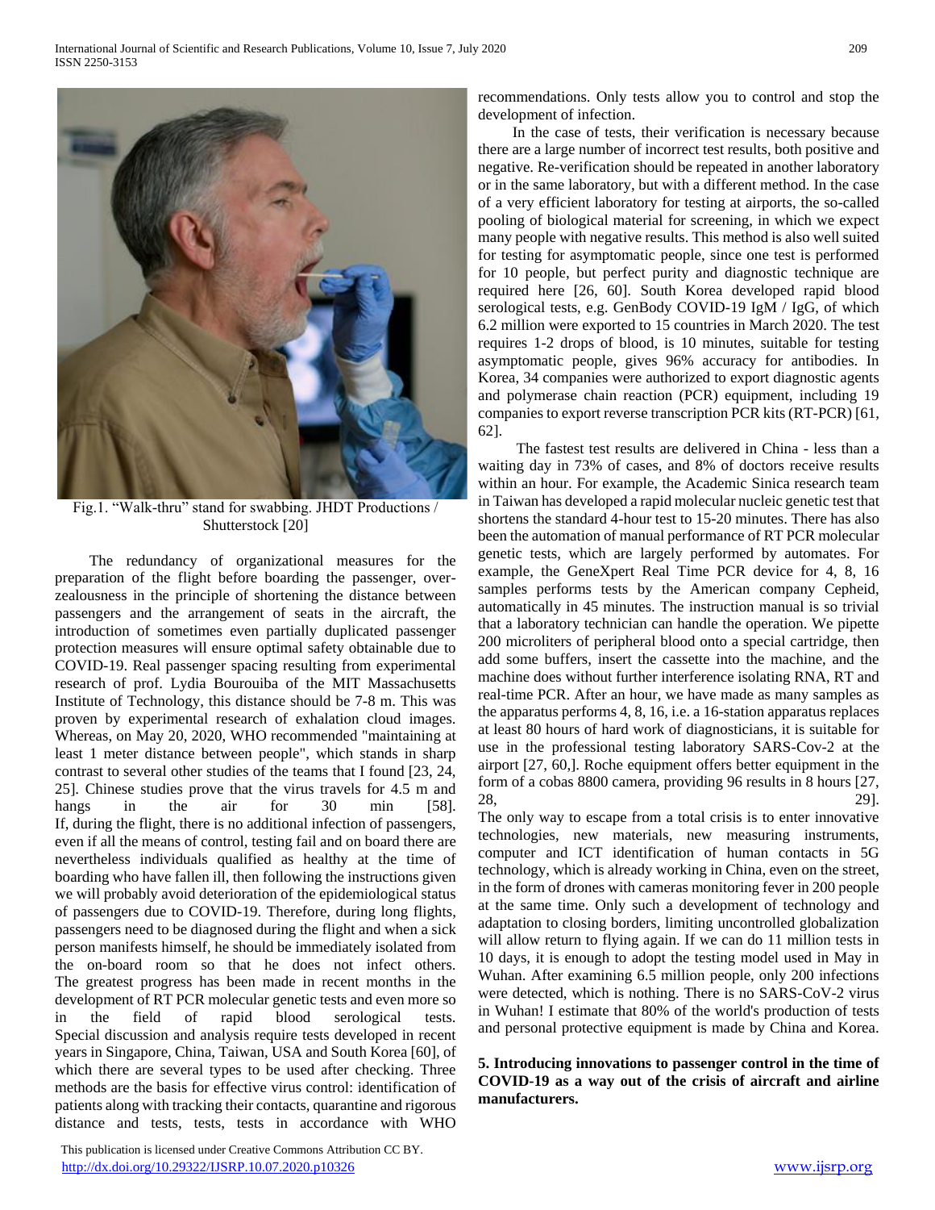Fig.1. "Walk-thru" stand for swabbing. JHDT Productions / Shutterstock [20]

The redundancy of organizational measures for the preparation of the flight before boarding the passenger, over-zealousness in the principle of shortening the distance between passengers and the arrangement of seats in the aircraft, the introduction of sometimes even partially duplicated passenger protection measures will ensure optimal safety obtainable due to COVID-19. Real passenger spacing resulting from experimental research of prof. Lydia Bourouiba of the MIT Massachusetts Institute of Technology, this distance should be 7-8 m. This was proven by experimental research of exhalation cloud images. Whereas, on May 20, 2020, WHO recommended "maintaining at least 1 meter distance between people", which stands in sharp contrast to several other studies of the teams that I found [23, 24, 25]. Chinese studies prove that the virus travels for 4.5 m and hangs in the air for 30 min [58]. If, during the flight, there is no additional infection of passengers, even if all the means of control, testing fail and on board there are nevertheless individuals qualified as healthy at the time of boarding who have fallen ill, then following the instructions given we will probably avoid deterioration of the epidemiological status of passengers due to COVID-19. Therefore, during long flights, passengers need to be diagnosed during the flight and when a sick person manifests himself, he should be immediately isolated from the on-board room so that he does not infect others. The greatest progress has been made in recent months in the development of RT PCR molecular genetic tests and even more so in the field of rapid blood serological tests. Special discussion and analysis require tests developed in recent years in Singapore, China, Taiwan, USA and South Korea [60], of which there are several types to be used after checking. Three methods are the basis for effective virus control: identification of patients along with tracking their contacts, quarantine and rigorous distance and tests, tests, tests in accordance with WHO recommendations. Only tests allow you to control and stop the development of infection.

In the case of tests, their verification is necessary because there are a large number of incorrect test results, both positive and negative. Re-verification should be repeated in another laboratory or in the same laboratory, but with a different method. In the case of a very efficient laboratory for testing at airports, the so-called pooling of biological material for screening, in which we expect many people with negative results. This method is also well suited for testing for asymptomatic people, since one test is performed for 10 people, but perfect purity and diagnostic technique are required here [26, 60]. South Korea developed rapid blood serological tests, e.g. GenBody COVID-19 IgM / IgG, of which 6.2 million were exported to 15 countries in March 2020. The test requires 1-2 drops of blood, is 10 minutes, suitable for testing asymptomatic people, gives 96% accuracy for antibodies. In Korea, 34 companies were authorized to export diagnostic agents and polymerase chain reaction (PCR) equipment, including 19 companies to export reverse transcription PCR kits (RT-PCR) [61, 62].

The fastest test results are delivered in China - less than a waiting day in 73% of cases, and 8% of doctors receive results within an hour. For example, the Academic Sinica research team in Taiwan has developed a rapid molecular nucleic genetic test that shortens the standard 4-hour test to 15-20 minutes. There has also been the automation of manual performance of RT PCR molecular genetic tests, which are largely performed by automates. For example, the GeneXpert Real Time PCR device for 4, 8, 16 samples performs tests by the American company Cepheid, automatically in 45 minutes. The instruction manual is so trivial that a laboratory technician can handle the operation. We pipette 200 microliters of peripheral blood onto a special cartridge, then add some buffers, insert the cassette into the machine, and the machine does without further interference isolating RNA, RT and real-time PCR. After an hour, we have made as many samples as the apparatus performs 4, 8, 16, i.e. a 16-station apparatus replaces at least 80 hours of hard work of diagnosticians, it is suitable for use in the professional testing laboratory SARS-Cov-2 at the airport [27, 60,]. Roche equipment offers better equipment in the form of a cobas 8800 camera, providing 96 results in 8 hours [27, 28, 29].

The only way to escape from a total crisis is to enter innovative technologies, new materials, new measuring instruments, computer and ICT identification of human contacts in 5G technology, which is already working in China, even on the street, in the form of drones with cameras monitoring fever in 200 people at the same time. Only such a development of technology and adaptation to closing borders, limiting uncontrolled globalization will allow return to flying again. If we can do 11 million tests in 10 days, it is enough to adopt the testing model used in May in Wuhan. After examining 6.5 million people, only 200 infections were detected, which is nothing. There is no SARS-CoV-2 virus in Wuhan! I estimate that 80% of the world's production of tests and personal protective equipment is made by China and Korea.

**5. Introducing innovations to passenger control in the time of COVID-19 as a way out of the crisis of aircraft and airline manufacturers.**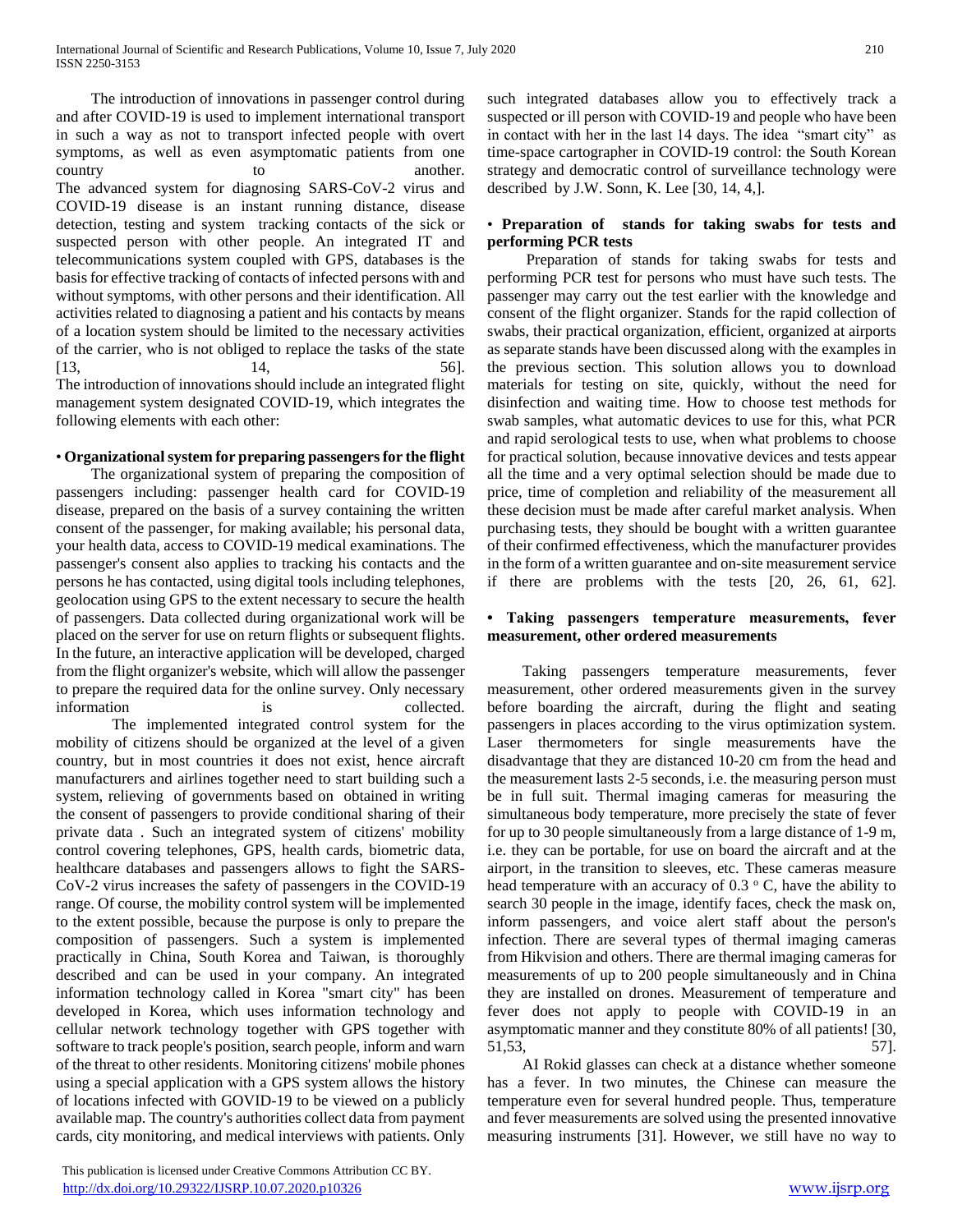The introduction of innovations in passenger control during and after COVID-19 is used to implement international transport in such a way as not to transport infected people with overt symptoms, as well as even asymptomatic patients from one country to another.

The advanced system for diagnosing SARS-CoV-2 virus and COVID-19 disease is an instant running distance, disease detection, testing and system tracking contacts of the sick or suspected person with other people. An integrated IT and telecommunications system coupled with GPS, databases is the basis for effective tracking of contacts of infected persons with and without symptoms, with other persons and their identification. All activities related to diagnosing a patient and his contacts by means of a location system should be limited to the necessary activities of the carrier, who is not obliged to replace the tasks of the state [13, 14, 56].

The introduction of innovations should include an integrated flight management system designated COVID-19, which integrates the following elements with each other:

- **Organizational system for preparing passengers for the flight**

The organizational system of preparing the composition of passengers including: passenger health card for COVID-19 disease, prepared on the basis of a survey containing the written consent of the passenger, for making available; his personal data, your health data, access to COVID-19 medical examinations. The passenger's consent also applies to tracking his contacts and the persons he has contacted, using digital tools including telephones, geolocation using GPS to the extent necessary to secure the health of passengers. Data collected during organizational work will be placed on the server for use on return flights or subsequent flights. In the future, an interactive application will be developed, charged from the flight organizer's website, which will allow the passenger to prepare the required data for the online survey. Only necessary information is collected.

The implemented integrated control system for the mobility of citizens should be organized at the level of a given country, but in most countries it does not exist, hence aircraft manufacturers and airlines together need to start building such a system, relieving of governments based on obtained in writing the consent of passengers to provide conditional sharing of their private data . Such an integrated system of citizens' mobility control covering telephones, GPS, health cards, biometric data, healthcare databases and passengers allows to fight the SARS-CoV-2 virus increases the safety of passengers in the COVID-19 range. Of course, the mobility control system will be implemented to the extent possible, because the purpose is only to prepare the composition of passengers. Such a system is implemented practically in China, South Korea and Taiwan, is thoroughly described and can be used in your company. An integrated information technology called in Korea "smart city" has been developed in Korea, which uses information technology and cellular network technology together with GPS together with software to track people's position, search people, inform and warn of the threat to other residents. Monitoring citizens' mobile phones using a special application with a GPS system allows the history of locations infected with GOVID-19 to be viewed on a publicly available map. The country's authorities collect data from payment cards, city monitoring, and medical interviews with patients. Only such integrated databases allow you to effectively track a suspected or ill person with COVID-19 and people who have been in contact with her in the last 14 days. The idea "smart city" as time-space cartographer in COVID-19 control: the South Korean strategy and democratic control of surveillance technology were described by J.W. Sonn, K. Lee [30, 14, 4,].

- **Preparation of stands for taking swabs for tests and performing PCR tests**

Preparation of stands for taking swabs for tests and performing PCR test for persons who must have such tests. The passenger may carry out the test earlier with the knowledge and consent of the flight organizer. Stands for the rapid collection of swabs, their practical organization, efficient, organized at airports as separate stands have been discussed along with the examples in the previous section. This solution allows you to download materials for testing on site, quickly, without the need for disinfection and waiting time. How to choose test methods for swab samples, what automatic devices to use for this, what PCR and rapid serological tests to use, when what problems to choose for practical solution, because innovative devices and tests appear all the time and a very optimal selection should be made due to price, time of completion and reliability of the measurement all these decision must be made after careful market analysis. When purchasing tests, they should be bought with a written guarantee of their confirmed effectiveness, which the manufacturer provides in the form of a written guarantee and on-site measurement service if there are problems with the tests [20, 26, 61, 62].

- **Taking passengers temperature measurements, fever measurement, other ordered measurements**

Taking passengers temperature measurements, fever measurement, other ordered measurements given in the survey before boarding the aircraft, during the flight and seating passengers in places according to the virus optimization system. Laser thermometers for single measurements have the disadvantage that they are distanced 10-20 cm from the head and the measurement lasts 2-5 seconds, i.e. the measuring person must be in full suit. Thermal imaging cameras for measuring the simultaneous body temperature, more precisely the state of fever for up to 30 people simultaneously from a large distance of 1-9 m, i.e. they can be portable, for use on board the aircraft and at the airport, in the transition to sleeves, etc. These cameras measure head temperature with an accuracy of 0.3 °C, have the ability to search 30 people in the image, identify faces, check the mask on, inform passengers, and voice alert staff about the person's infection. There are several types of thermal imaging cameras from Hikvision and others. There are thermal imaging cameras for measurements of up to 200 people simultaneously and in China they are installed on drones. Measurement of temperature and fever does not apply to people with COVID-19 in an asymptomatic manner and they constitute 80% of all patients! [30, 51,53, 57].

AI Rokid glasses can check at a distance whether someone has a fever. In two minutes, the Chinese can measure the temperature even for several hundred people. Thus, temperature and fever measurements are solved using the presented innovative measuring instruments [31]. However, we still have no way to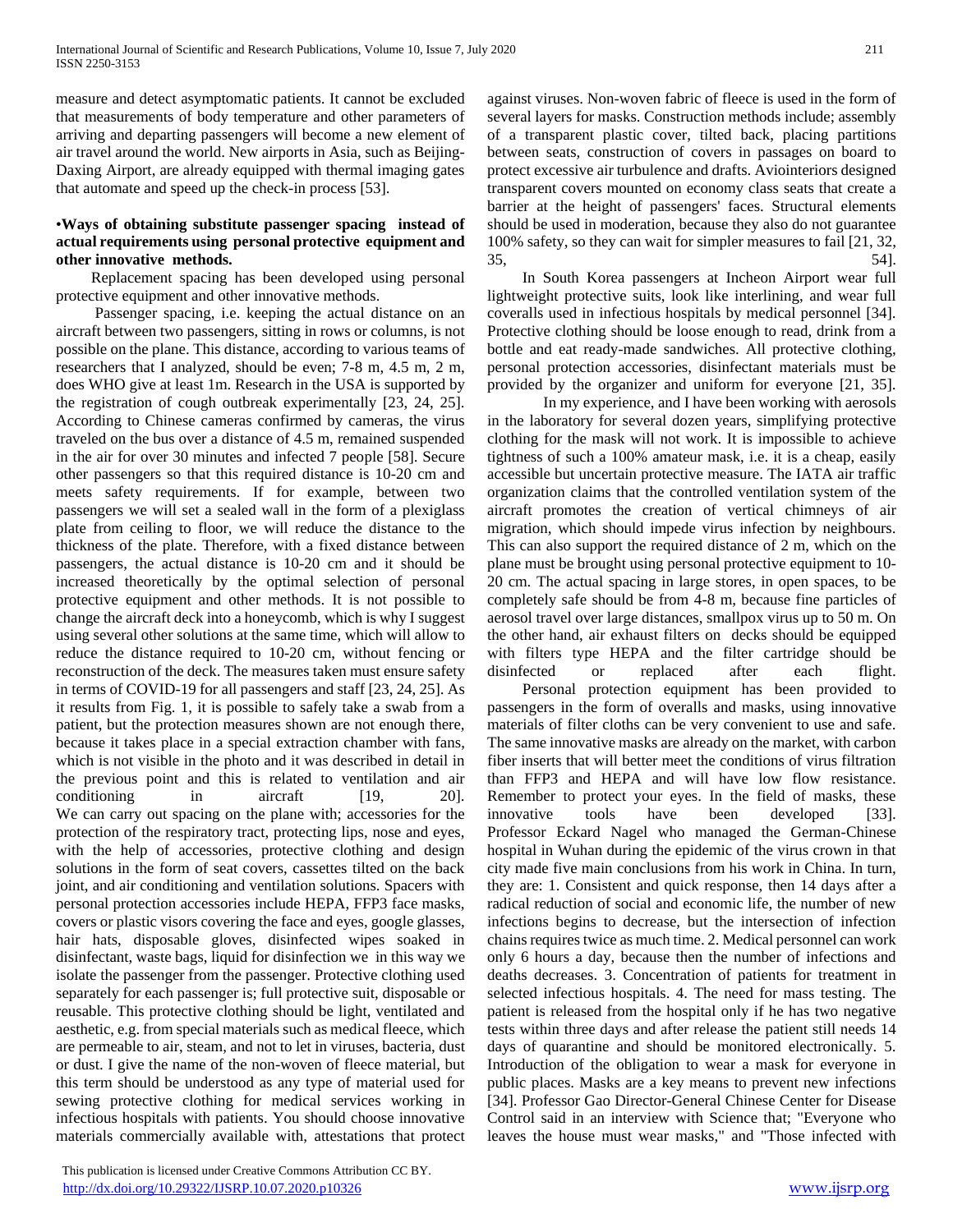measure and detect asymptomatic patients. It cannot be excluded that measurements of body temperature and other parameters of arriving and departing passengers will become a new element of air travel around the world. New airports in Asia, such as Beijing-Daxing Airport, are already equipped with thermal imaging gates that automate and speed up the check-in process [53].

### •Ways of obtaining substitute passenger spacing instead of actual requirements using personal protective equipment and other innovative methods.

Replacement spacing has been developed using personal protective equipment and other innovative methods.

Passenger spacing, i.e. keeping the actual distance on an aircraft between two passengers, sitting in rows or columns, is not possible on the plane. This distance, according to various teams of researchers that I analyzed, should be even; 7-8 m, 4.5 m, 2 m, does WHO give at least 1m. Research in the USA is supported by the registration of cough outbreak experimentally [23, 24, 25]. According to Chinese cameras confirmed by cameras, the virus traveled on the bus over a distance of 4.5 m, remained suspended in the air for over 30 minutes and infected 7 people [58]. Secure other passengers so that this required distance is 10-20 cm and meets safety requirements. If for example, between two passengers we will set a sealed wall in the form of a plexiglass plate from ceiling to floor, we will reduce the distance to the thickness of the plate. Therefore, with a fixed distance between passengers, the actual distance is 10-20 cm and it should be increased theoretically by the optimal selection of personal protective equipment and other methods. It is not possible to change the aircraft deck into a honeycomb, which is why I suggest using several other solutions at the same time, which will allow to reduce the distance required to 10-20 cm, without fencing or reconstruction of the deck. The measures taken must ensure safety in terms of COVID-19 for all passengers and staff [23, 24, 25]. As it results from Fig. 1, it is possible to safely take a swab from a patient, but the protection measures shown are not enough there, because it takes place in a special extraction chamber with fans, which is not visible in the photo and it was described in detail in the previous point and this is related to ventilation and air conditioning in aircraft [19, 20]. We can carry out spacing on the plane with; accessories for the protection of the respiratory tract, protecting lips, nose and eyes, with the help of accessories, protective clothing and design solutions in the form of seat covers, cassettes tilted on the back joint, and air conditioning and ventilation solutions. Spacers with personal protection accessories include HEPA, FFP3 face masks, covers or plastic visors covering the face and eyes, google glasses, hair hats, disposable gloves, disinfected wipes soaked in disinfectant, waste bags, liquid for disinfection we in this way we isolate the passenger from the passenger. Protective clothing used separately for each passenger is; full protective suit, disposable or reusable. This protective clothing should be light, ventilated and aesthetic, e.g. from special materials such as medical fleece, which are permeable to air, steam, and not to let in viruses, bacteria, dust or dust. I give the name of the non-woven of fleece material, but this term should be understood as any type of material used for sewing protective clothing for medical services working in infectious hospitals with patients. You should choose innovative materials commercially available with, attestations that protect against viruses. Non-woven fabric of fleece is used in the form of several layers for masks. Construction methods include; assembly of a transparent plastic cover, tilted back, placing partitions between seats, construction of covers in passages on board to protect excessive air turbulence and drafts. Aviointeriors designed transparent covers mounted on economy class seats that create a barrier at the height of passengers' faces. Structural elements should be used in moderation, because they also do not guarantee 100% safety, so they can wait for simpler measures to fail [21, 32, 35, 54].

In South Korea passengers at Incheon Airport wear full lightweight protective suits, look like interlining, and wear full coveralls used in infectious hospitals by medical personnel [34]. Protective clothing should be loose enough to read, drink from a bottle and eat ready-made sandwiches. All protective clothing, personal protection accessories, disinfectant materials must be provided by the organizer and uniform for everyone [21, 35].

In my experience, and I have been working with aerosols in the laboratory for several dozen years, simplifying protective clothing for the mask will not work. It is impossible to achieve tightness of such a 100% amateur mask, i.e. it is a cheap, easily accessible but uncertain protective measure. The IATA air traffic organization claims that the controlled ventilation system of the aircraft promotes the creation of vertical chimneys of air migration, which should impede virus infection by neighbours. This can also support the required distance of 2 m, which on the plane must be brought using personal protective equipment to 10-20 cm. The actual spacing in large stores, in open spaces, to be completely safe should be from 4-8 m, because fine particles of aerosol travel over large distances, smallpox virus up to 50 m. On the other hand, air exhaust filters on decks should be equipped with filters type HEPA and the filter cartridge should be disinfected or replaced after each flight.

Personal protection equipment has been provided to passengers in the form of overalls and masks, using innovative materials of filter cloths can be very convenient to use and safe. The same innovative masks are already on the market, with carbon fiber inserts that will better meet the conditions of virus filtration than FFP3 and HEPA and will have low flow resistance. Remember to protect your eyes. In the field of masks, these innovative tools have been developed [33]. Professor Eckard Nagel who managed the German-Chinese hospital in Wuhan during the epidemic of the virus crown in that city made five main conclusions from his work in China. In turn, they are: 1. Consistent and quick response, then 14 days after a radical reduction of social and economic life, the number of new infections begins to decrease, but the intersection of infection chains requires twice as much time. 2. Medical personnel can work only 6 hours a day, because then the number of infections and deaths decreases. 3. Concentration of patients for treatment in selected infectious hospitals. 4. The need for mass testing. The patient is released from the hospital only if he has two negative tests within three days and after release the patient still needs 14 days of quarantine and should be monitored electronically. 5. Introduction of the obligation to wear a mask for everyone in public places. Masks are a key means to prevent new infections [34]. Professor Gao Director-General Chinese Center for Disease Control said in an interview with Science that; "Everyone who leaves the house must wear masks," and "Those infected with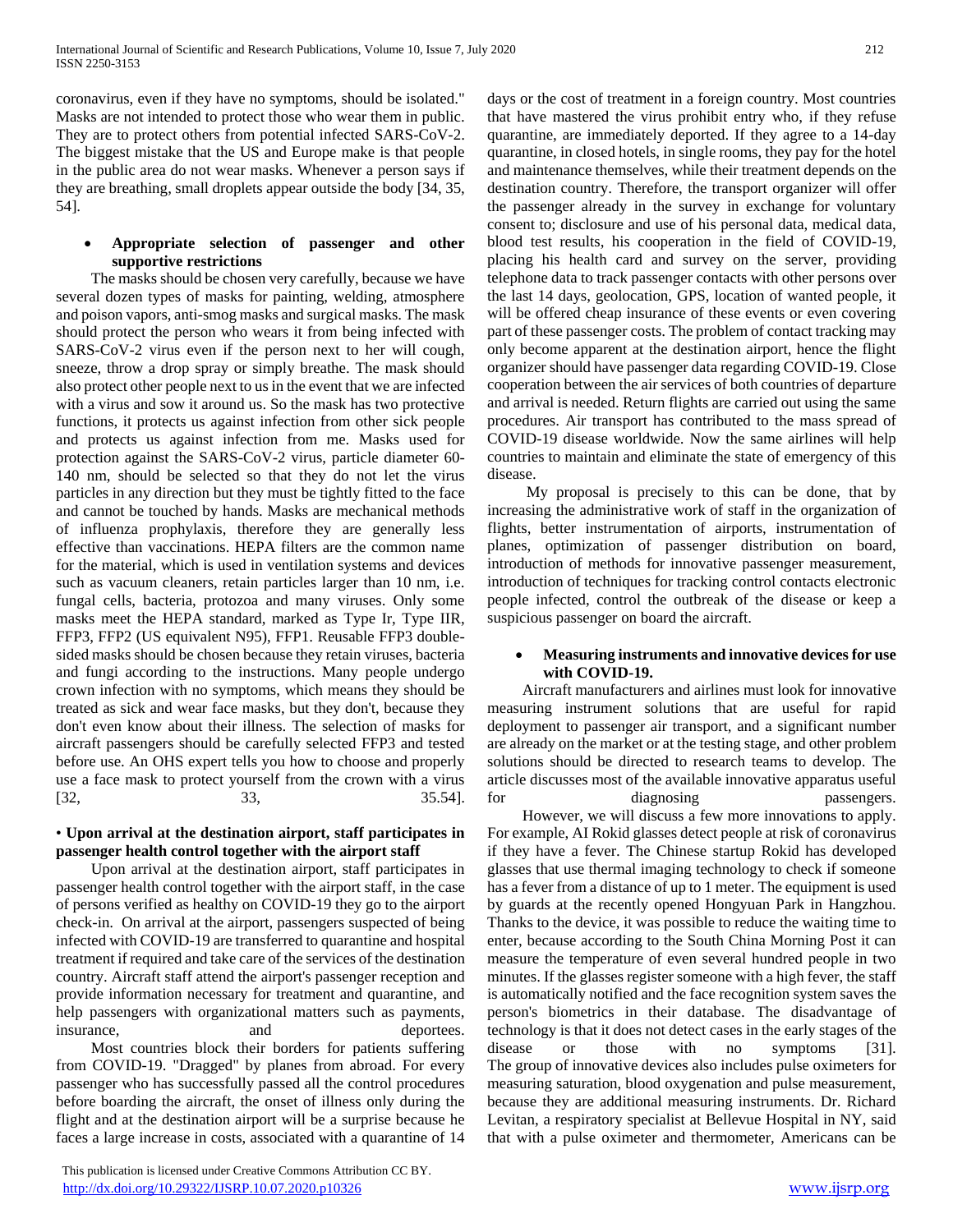coronavirus, even if they have no symptoms, should be isolated." Masks are not intended to protect those who wear them in public. They are to protect others from potential infected SARS-CoV-2. The biggest mistake that the US and Europe make is that people in the public area do not wear masks. Whenever a person says if they are breathing, small droplets appear outside the body [34, 35, 54].

- **Appropriate selection of passenger and other supportive restrictions**

The masks should be chosen very carefully, because we have several dozen types of masks for painting, welding, atmosphere and poison vapors, anti-smog masks and surgical masks. The mask should protect the person who wears it from being infected with SARS-CoV-2 virus even if the person next to her will cough, sneeze, throw a drop spray or simply breathe. The mask should also protect other people next to us in the event that we are infected with a virus and sow it around us. So the mask has two protective functions, it protects us against infection from other sick people and protects us against infection from me. Masks used for protection against the SARS-CoV-2 virus, particle diameter 60-140 nm, should be selected so that they do not let the virus particles in any direction but they must be tightly fitted to the face and cannot be touched by hands. Masks are mechanical methods of influenza prophylaxis, therefore they are generally less effective than vaccinations. HEPA filters are the common name for the material, which is used in ventilation systems and devices such as vacuum cleaners, retain particles larger than 10 nm, i.e. fungal cells, bacteria, protozoa and many viruses. Only some masks meet the HEPA standard, marked as Type Ir, Type IIR, FFP3, FFP2 (US equivalent N95), FFP1. Reusable FFP3 double-sided masks should be chosen because they retain viruses, bacteria and fungi according to the instructions. Many people undergo crown infection with no symptoms, which means they should be treated as sick and wear face masks, but they don't, because they don't even know about their illness. The selection of masks for aircraft passengers should be carefully selected FFP3 and tested before use. An OHS expert tells you how to choose and properly use a face mask to protect yourself from the crown with a virus [32, 33, 35.54].

- **Upon arrival at the destination airport, staff participates in passenger health control together with the airport staff**

Upon arrival at the destination airport, staff participates in passenger health control together with the airport staff, in the case of persons verified as healthy on COVID-19 they go to the airport check-in. On arrival at the airport, passengers suspected of being infected with COVID-19 are transferred to quarantine and hospital treatment if required and take care of the services of the destination country. Aircraft staff attend the airport's passenger reception and provide information necessary for treatment and quarantine, and help passengers with organizational matters such as payments, insurance, and deportees.

Most countries block their borders for patients suffering from COVID-19. "Dragged" by planes from abroad. For every passenger who has successfully passed all the control procedures before boarding the aircraft, the onset of illness only during the flight and at the destination airport will be a surprise because he faces a large increase in costs, associated with a quarantine of 14 days or the cost of treatment in a foreign country. Most countries that have mastered the virus prohibit entry who, if they refuse quarantine, are immediately deported. If they agree to a 14-day quarantine, in closed hotels, in single rooms, they pay for the hotel and maintenance themselves, while their treatment depends on the destination country. Therefore, the transport organizer will offer the passenger already in the survey in exchange for voluntary consent to; disclosure and use of his personal data, medical data, blood test results, his cooperation in the field of COVID-19, placing his health card and survey on the server, providing telephone data to track passenger contacts with other persons over the last 14 days, geolocation, GPS, location of wanted people, it will be offered cheap insurance of these events or even covering part of these passenger costs. The problem of contact tracking may only become apparent at the destination airport, hence the flight organizer should have passenger data regarding COVID-19. Close cooperation between the air services of both countries of departure and arrival is needed. Return flights are carried out using the same procedures. Air transport has contributed to the mass spread of COVID-19 disease worldwide. Now the same airlines will help countries to maintain and eliminate the state of emergency of this disease.

My proposal is precisely to this can be done, that by increasing the administrative work of staff in the organization of flights, better instrumentation of airports, instrumentation of planes, optimization of passenger distribution on board, introduction of methods for innovative passenger measurement, introduction of techniques for tracking control contacts electronic people infected, control the outbreak of the disease or keep a suspicious passenger on board the aircraft.

- **Measuring instruments and innovative devices for use with COVID-19.**

Aircraft manufacturers and airlines must look for innovative measuring instrument solutions that are useful for rapid deployment to passenger air transport, and a significant number are already on the market or at the testing stage, and other problem solutions should be directed to research teams to develop. The article discusses most of the available innovative apparatus useful for diagnosing passengers.

However, we will discuss a few more innovations to apply. For example, AI Rokid glasses detect people at risk of coronavirus if they have a fever. The Chinese startup Rokid has developed glasses that use thermal imaging technology to check if someone has a fever from a distance of up to 1 meter. The equipment is used by guards at the recently opened Hongyuan Park in Hangzhou. Thanks to the device, it was possible to reduce the waiting time to enter, because according to the South China Morning Post it can measure the temperature of even several hundred people in two minutes. If the glasses register someone with a high fever, the staff is automatically notified and the face recognition system saves the person's biometrics in their database. The disadvantage of technology is that it does not detect cases in the early stages of the disease or those with no symptoms [31]. The group of innovative devices also includes pulse oximeters for measuring saturation, blood oxygenation and pulse measurement, because they are additional measuring instruments. Dr. Richard Levitan, a respiratory specialist at Bellevue Hospital in NY, said that with a pulse oximeter and thermometer, Americans can be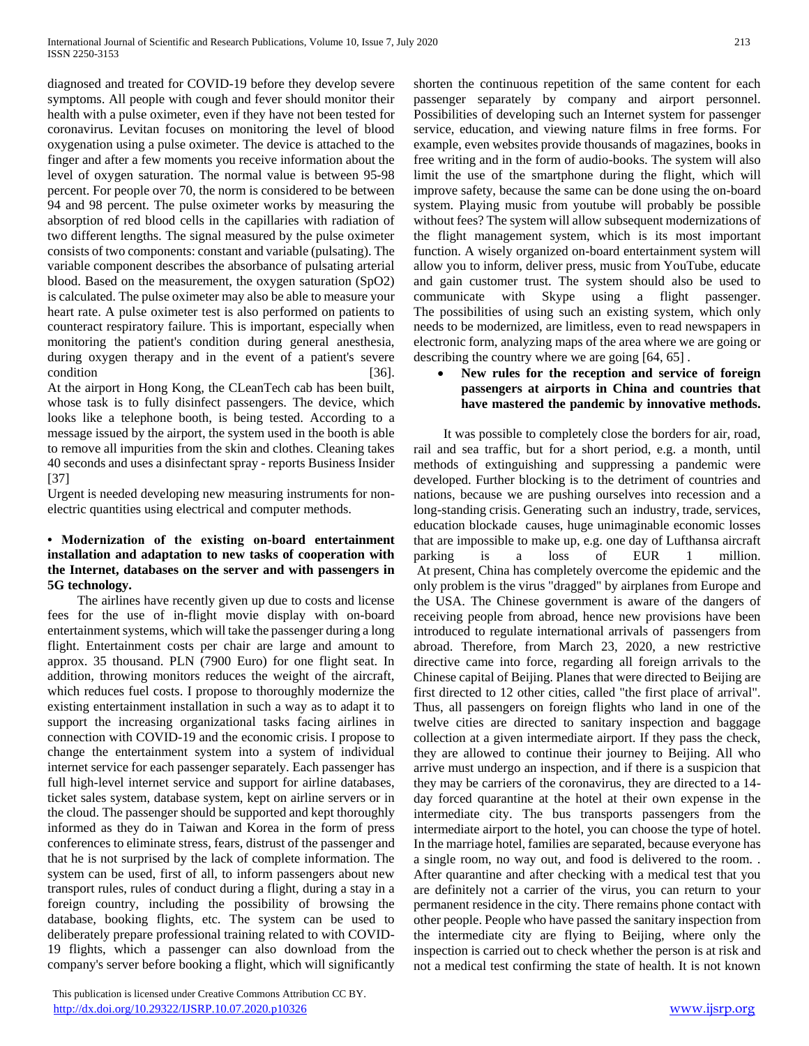diagnosed and treated for COVID-19 before they develop severe symptoms. All people with cough and fever should monitor their health with a pulse oximeter, even if they have not been tested for coronavirus. Levitan focuses on monitoring the level of blood oxygenation using a pulse oximeter. The device is attached to the finger and after a few moments you receive information about the level of oxygen saturation. The normal value is between 95-98 percent. For people over 70, the norm is considered to be between 94 and 98 percent. The pulse oximeter works by measuring the absorption of red blood cells in the capillaries with radiation of two different lengths. The signal measured by the pulse oximeter consists of two components: constant and variable (pulsating). The variable component describes the absorbance of pulsating arterial blood. Based on the measurement, the oxygen saturation (SpO2) is calculated. The pulse oximeter may also be able to measure your heart rate. A pulse oximeter test is also performed on patients to counteract respiratory failure. This is important, especially when monitoring the patient's condition during general anesthesia, during oxygen therapy and in the event of a patient's severe condition [36].

At the airport in Hong Kong, the CLeanTech cab has been built, whose task is to fully disinfect passengers. The device, which looks like a telephone booth, is being tested. According to a message issued by the airport, the system used in the booth is able to remove all impurities from the skin and clothes. Cleaning takes 40 seconds and uses a disinfectant spray - reports Business Insider [37]

Urgent is needed developing new measuring instruments for non-electric quantities using electrical and computer methods.

- **Modernization of the existing on-board entertainment installation and adaptation to new tasks of cooperation with the Internet, databases on the server and with passengers in 5G technology.**

The airlines have recently given up due to costs and license fees for the use of in-flight movie display with on-board entertainment systems, which will take the passenger during a long flight. Entertainment costs per chair are large and amount to approx. 35 thousand. PLN (7900 Euro) for one flight seat. In addition, throwing monitors reduces the weight of the aircraft, which reduces fuel costs. I propose to thoroughly modernize the existing entertainment installation in such a way as to adapt it to support the increasing organizational tasks facing airlines in connection with COVID-19 and the economic crisis. I propose to change the entertainment system into a system of individual internet service for each passenger separately. Each passenger has full high-level internet service and support for airline databases, ticket sales system, database system, kept on airline servers or in the cloud. The passenger should be supported and kept thoroughly informed as they do in Taiwan and Korea in the form of press conferences to eliminate stress, fears, distrust of the passenger and that he is not surprised by the lack of complete information. The system can be used, first of all, to inform passengers about new transport rules, rules of conduct during a flight, during a stay in a foreign country, including the possibility of browsing the database, booking flights, etc. The system can be used to deliberately prepare professional training related to with COVID-19 flights, which a passenger can also download from the company's server before booking a flight, which will significantly shorten the continuous repetition of the same content for each passenger separately by company and airport personnel. Possibilities of developing such an Internet system for passenger service, education, and viewing nature films in free forms. For example, even websites provide thousands of magazines, books in free writing and in the form of audio-books. The system will also limit the use of the smartphone during the flight, which will improve safety, because the same can be done using the on-board system. Playing music from youtube will probably be possible without fees? The system will allow subsequent modernizations of the flight management system, which is its most important function. A wisely organized on-board entertainment system will allow you to inform, deliver press, music from YouTube, educate and gain customer trust. The system should also be used to communicate with Skype using a flight passenger. The possibilities of using such an existing system, which only needs to be modernized, are limitless, even to read newspapers in electronic form, analyzing maps of the area where we are going or describing the country where we are going [64, 65] .

- **New rules for the reception and service of foreign passengers at airports in China and countries that have mastered the pandemic by innovative methods.**

It was possible to completely close the borders for air, road, rail and sea traffic, but for a short period, e.g. a month, until methods of extinguishing and suppressing a pandemic were developed. Further blocking is to the detriment of countries and nations, because we are pushing ourselves into recession and a long-standing crisis. Generating such an industry, trade, services, education blockade causes, huge unimaginable economic losses that are impossible to make up, e.g. one day of Lufthansa aircraft parking is a loss of EUR 1 million. At present, China has completely overcome the epidemic and the only problem is the virus "dragged" by airplanes from Europe and the USA. The Chinese government is aware of the dangers of receiving people from abroad, hence new provisions have been introduced to regulate international arrivals of passengers from abroad. Therefore, from March 23, 2020, a new restrictive directive came into force, regarding all foreign arrivals to the Chinese capital of Beijing. Planes that were directed to Beijing are first directed to 12 other cities, called "the first place of arrival". Thus, all passengers on foreign flights who land in one of the twelve cities are directed to sanitary inspection and baggage collection at a given intermediate airport. If they pass the check, they are allowed to continue their journey to Beijing. All who arrive must undergo an inspection, and if there is a suspicion that they may be carriers of the coronavirus, they are directed to a 14-day forced quarantine at the hotel at their own expense in the intermediate city. The bus transports passengers from the intermediate airport to the hotel, you can choose the type of hotel. In the marriage hotel, families are separated, because everyone has a single room, no way out, and food is delivered to the room. . After quarantine and after checking with a medical test that you are definitely not a carrier of the virus, you can return to your permanent residence in the city. There remains phone contact with other people. People who have passed the sanitary inspection from the intermediate city are flying to Beijing, where only the inspection is carried out to check whether the person is at risk and not a medical test confirming the state of health. It is not known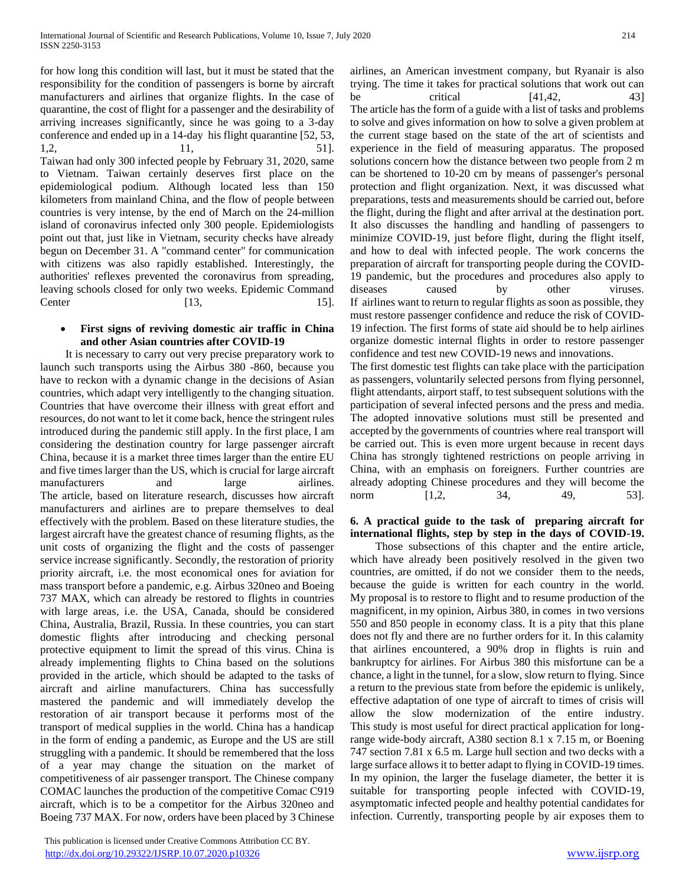for how long this condition will last, but it must be stated that the responsibility for the condition of passengers is borne by aircraft manufacturers and airlines that organize flights. In the case of quarantine, the cost of flight for a passenger and the desirability of arriving increases significantly, since he was going to a 3-day conference and ended up in a 14-day his flight quarantine [52, 53, 1,2, 11, 51].

Taiwan had only 300 infected people by February 31, 2020, same to Vietnam. Taiwan certainly deserves first place on the epidemiological podium. Although located less than 150 kilometers from mainland China, and the flow of people between countries is very intense, by the end of March on the 24-million island of coronavirus infected only 300 people. Epidemiologists point out that, just like in Vietnam, security checks have already begun on December 31. A "command center" for communication with citizens was also rapidly established. Interestingly, the authorities' reflexes prevented the coronavirus from spreading, leaving schools closed for only two weeks. Epidemic Command Center [13, 15].

- **First signs of reviving domestic air traffic in China and other Asian countries after COVID-19**

It is necessary to carry out very precise preparatory work to launch such transports using the Airbus 380 -860, because you have to reckon with a dynamic change in the decisions of Asian countries, which adapt very intelligently to the changing situation. Countries that have overcome their illness with great effort and resources, do not want to let it come back, hence the stringent rules introduced during the pandemic still apply. In the first place, I am considering the destination country for large passenger aircraft China, because it is a market three times larger than the entire EU and five times larger than the US, which is crucial for large aircraft manufacturers and large airlines.

The article, based on literature research, discusses how aircraft manufacturers and airlines are to prepare themselves to deal effectively with the problem. Based on these literature studies, the largest aircraft have the greatest chance of resuming flights, as the unit costs of organizing the flight and the costs of passenger service increase significantly. Secondly, the restoration of priority priority aircraft, i.e. the most economical ones for aviation for mass transport before a pandemic, e.g. Airbus 320neo and Boeing 737 MAX, which can already be restored to flights in countries with large areas, i.e. the USA, Canada, should be considered China, Australia, Brazil, Russia. In these countries, you can start domestic flights after introducing and checking personal protective equipment to limit the spread of this virus. China is already implementing flights to China based on the solutions provided in the article, which should be adapted to the tasks of aircraft and airline manufacturers. China has successfully mastered the pandemic and will immediately develop the restoration of air transport because it performs most of the transport of medical supplies in the world. China has a handicap in the form of ending a pandemic, as Europe and the US are still struggling with a pandemic. It should be remembered that the loss of a year may change the situation on the market of competitiveness of air passenger transport. The Chinese company COMAC launches the production of the competitive Comac C919 aircraft, which is to be a competitor for the Airbus 320neo and Boeing 737 MAX. For now, orders have been placed by 3 Chinese airlines, an American investment company, but Ryanair is also trying. The time it takes for practical solutions that work out can be critical [41,42, 43]

The article has the form of a guide with a list of tasks and problems to solve and gives information on how to solve a given problem at the current stage based on the state of the art of scientists and experience in the field of measuring apparatus. The proposed solutions concern how the distance between two people from 2 m can be shortened to 10-20 cm by means of passenger's personal protection and flight organization. Next, it was discussed what preparations, tests and measurements should be carried out, before the flight, during the flight and after arrival at the destination port. It also discusses the handling and handling of passengers to minimize COVID-19, just before flight, during the flight itself, and how to deal with infected people. The work concerns the preparation of aircraft for transporting people during the COVID-19 pandemic, but the procedures and procedures also apply to diseases caused by other viruses.

If airlines want to return to regular flights as soon as possible, they must restore passenger confidence and reduce the risk of COVID-19 infection. The first forms of state aid should be to help airlines organize domestic internal flights in order to restore passenger confidence and test new COVID-19 news and innovations.

The first domestic test flights can take place with the participation as passengers, voluntarily selected persons from flying personnel, flight attendants, airport staff, to test subsequent solutions with the participation of several infected persons and the press and media. The adopted innovative solutions must still be presented and accepted by the governments of countries where real transport will be carried out. This is even more urgent because in recent days China has strongly tightened restrictions on people arriving in China, with an emphasis on foreigners. Further countries are already adopting Chinese procedures and they will become the norm [1,2, 34, 49, 53].

## 6. A practical guide to the task of preparing aircraft for international flights, step by step in the days of COVID-19.

Those subsections of this chapter and the entire article, which have already been positively resolved in the given two countries, are omitted, if do not we consider them to the needs, because the guide is written for each country in the world. My proposal is to restore to flight and to resume production of the magnificent, in my opinion, Airbus 380, in comes in two versions 550 and 850 people in economy class. It is a pity that this plane does not fly and there are no further orders for it. In this calamity that airlines encountered, a 90% drop in flights is ruin and bankruptcy for airlines. For Airbus 380 this misfortune can be a chance, a light in the tunnel, for a slow, slow return to flying. Since a return to the previous state from before the epidemic is unlikely, effective adaptation of one type of aircraft to times of crisis will allow the slow modernization of the entire industry. This study is most useful for direct practical application for long-range wide-body aircraft, A380 section 8.1 x 7.15 m, or Boening 747 section 7.81 x 6.5 m. Large hull section and two decks with a large surface allows it to better adapt to flying in COVID-19 times. In my opinion, the larger the fuselage diameter, the better it is suitable for transporting people infected with COVID-19, asymptomatic infected people and healthy potential candidates for infection. Currently, transporting people by air exposes them to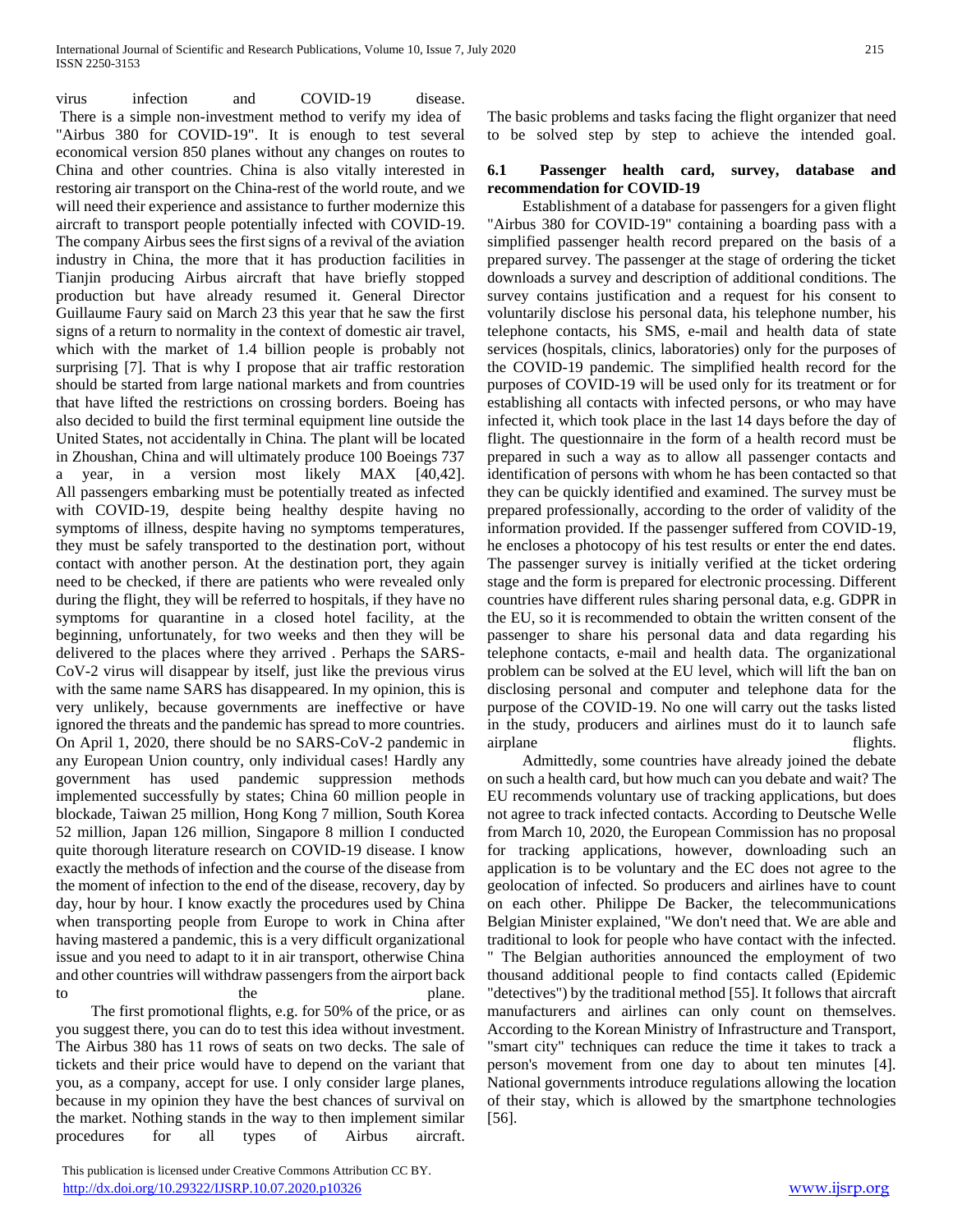virus infection and COVID-19 disease. There is a simple non-investment method to verify my idea of "Airbus 380 for COVID-19". It is enough to test several economical version 850 planes without any changes on routes to China and other countries. China is also vitally interested in restoring air transport on the China-rest of the world route, and we will need their experience and assistance to further modernize this aircraft to transport people potentially infected with COVID-19. The company Airbus sees the first signs of a revival of the aviation industry in China, the more that it has production facilities in Tianjin producing Airbus aircraft that have briefly stopped production but have already resumed it. General Director Guillaume Faury said on March 23 this year that he saw the first signs of a return to normality in the context of domestic air travel, which with the market of 1.4 billion people is probably not surprising [7]. That is why I propose that air traffic restoration should be started from large national markets and from countries that have lifted the restrictions on crossing borders. Boeing has also decided to build the first terminal equipment line outside the United States, not accidentally in China. The plant will be located in Zhoushan, China and will ultimately produce 100 Boeings 737 a year, in a version most likely MAX [40,42]. All passengers embarking must be potentially treated as infected with COVID-19, despite being healthy despite having no symptoms of illness, despite having no symptoms temperatures, they must be safely transported to the destination port, without contact with another person. At the destination port, they again need to be checked, if there are patients who were revealed only during the flight, they will be referred to hospitals, if they have no symptoms for quarantine in a closed hotel facility, at the beginning, unfortunately, for two weeks and then they will be delivered to the places where they arrived . Perhaps the SARS-CoV-2 virus will disappear by itself, just like the previous virus with the same name SARS has disappeared. In my opinion, this is very unlikely, because governments are ineffective or have ignored the threats and the pandemic has spread to more countries. On April 1, 2020, there should be no SARS-CoV-2 pandemic in any European Union country, only individual cases! Hardly any government has used pandemic suppression methods implemented successfully by states; China 60 million people in blockade, Taiwan 25 million, Hong Kong 7 million, South Korea 52 million, Japan 126 million, Singapore 8 million I conducted quite thorough literature research on COVID-19 disease. I know exactly the methods of infection and the course of the disease from the moment of infection to the end of the disease, recovery, day by day, hour by hour. I know exactly the procedures used by China when transporting people from Europe to work in China after having mastered a pandemic, this is a very difficult organizational issue and you need to adapt to it in air transport, otherwise China and other countries will withdraw passengers from the airport back to the plane.

The first promotional flights, e.g. for 50% of the price, or as you suggest there, you can do to test this idea without investment. The Airbus 380 has 11 rows of seats on two decks. The sale of tickets and their price would have to depend on the variant that you, as a company, accept for use. I only consider large planes, because in my opinion they have the best chances of survival on the market. Nothing stands in the way to then implement similar procedures for all types of Airbus aircraft. The basic problems and tasks facing the flight organizer that need to be solved step by step to achieve the intended goal.

### 6.1 Passenger health card, survey, database and recommendation for COVID-19

Establishment of a database for passengers for a given flight "Airbus 380 for COVID-19" containing a boarding pass with a simplified passenger health record prepared on the basis of a prepared survey. The passenger at the stage of ordering the ticket downloads a survey and description of additional conditions. The survey contains justification and a request for his consent to voluntarily disclose his personal data, his telephone number, his telephone contacts, his SMS, e-mail and health data of state services (hospitals, clinics, laboratories) only for the purposes of the COVID-19 pandemic. The simplified health record for the purposes of COVID-19 will be used only for its treatment or for establishing all contacts with infected persons, or who may have infected it, which took place in the last 14 days before the day of flight. The questionnaire in the form of a health record must be prepared in such a way as to allow all passenger contacts and identification of persons with whom he has been contacted so that they can be quickly identified and examined. The survey must be prepared professionally, according to the order of validity of the information provided. If the passenger suffered from COVID-19, he encloses a photocopy of his test results or enter the end dates. The passenger survey is initially verified at the ticket ordering stage and the form is prepared for electronic processing. Different countries have different rules sharing personal data, e.g. GDPR in the EU, so it is recommended to obtain the written consent of the passenger to share his personal data and data regarding his telephone contacts, e-mail and health data. The organizational problem can be solved at the EU level, which will lift the ban on disclosing personal and computer and telephone data for the purpose of the COVID-19. No one will carry out the tasks listed in the study, producers and airlines must do it to launch safe airplane flights.

Admittedly, some countries have already joined the debate on such a health card, but how much can you debate and wait? The EU recommends voluntary use of tracking applications, but does not agree to track infected contacts. According to Deutsche Welle from March 10, 2020, the European Commission has no proposal for tracking applications, however, downloading such an application is to be voluntary and the EC does not agree to the geolocation of infected. So producers and airlines have to count on each other. Philippe De Backer, the telecommunications Belgian Minister explained, "We don't need that. We are able and traditional to look for people who have contact with the infected. " The Belgian authorities announced the employment of two thousand additional people to find contacts called (Epidemic "detectives") by the traditional method [55]. It follows that aircraft manufacturers and airlines can only count on themselves. According to the Korean Ministry of Infrastructure and Transport, "smart city" techniques can reduce the time it takes to track a person's movement from one day to about ten minutes [4]. National governments introduce regulations allowing the location of their stay, which is allowed by the smartphone technologies [56].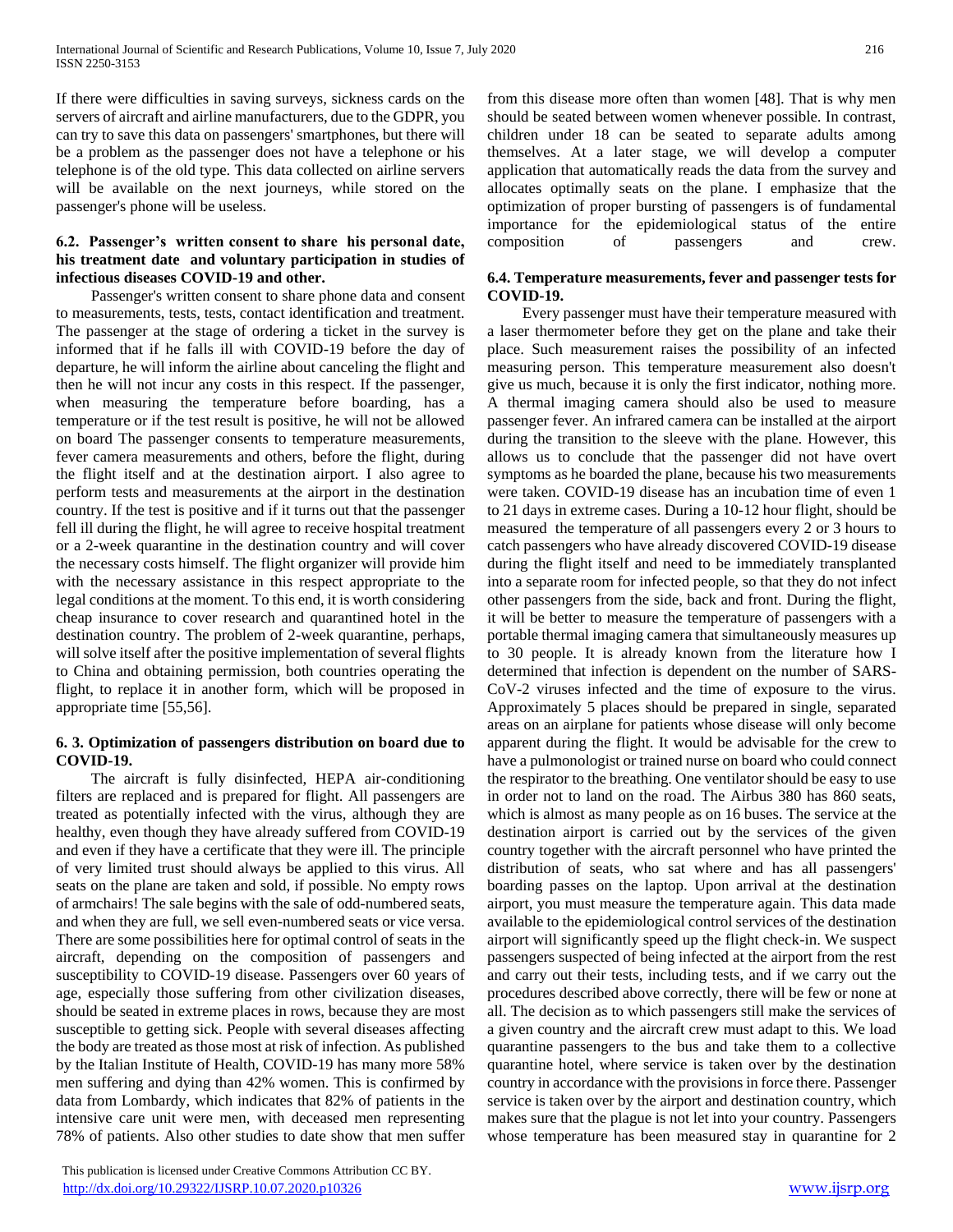If there were difficulties in saving surveys, sickness cards on the servers of aircraft and airline manufacturers, due to the GDPR, you can try to save this data on passengers' smartphones, but there will be a problem as the passenger does not have a telephone or his telephone is of the old type. This data collected on airline servers will be available on the next journeys, while stored on the passenger's phone will be useless.

### 6.2. Passenger's written consent to share his personal date, his treatment date and voluntary participation in studies of infectious diseases COVID-19 and other.

Passenger's written consent to share phone data and consent to measurements, tests, tests, contact identification and treatment. The passenger at the stage of ordering a ticket in the survey is informed that if he falls ill with COVID-19 before the day of departure, he will inform the airline about canceling the flight and then he will not incur any costs in this respect. If the passenger, when measuring the temperature before boarding, has a temperature or if the test result is positive, he will not be allowed on board The passenger consents to temperature measurements, fever camera measurements and others, before the flight, during the flight itself and at the destination airport. I also agree to perform tests and measurements at the airport in the destination country. If the test is positive and if it turns out that the passenger fell ill during the flight, he will agree to receive hospital treatment or a 2-week quarantine in the destination country and will cover the necessary costs himself. The flight organizer will provide him with the necessary assistance in this respect appropriate to the legal conditions at the moment. To this end, it is worth considering cheap insurance to cover research and quarantined hotel in the destination country. The problem of 2-week quarantine, perhaps, will solve itself after the positive implementation of several flights to China and obtaining permission, both countries operating the flight, to replace it in another form, which will be proposed in appropriate time [55,56].

### 6. 3. Optimization of passengers distribution on board due to COVID-19.

The aircraft is fully disinfected, HEPA air-conditioning filters are replaced and is prepared for flight. All passengers are treated as potentially infected with the virus, although they are healthy, even though they have already suffered from COVID-19 and even if they have a certificate that they were ill. The principle of very limited trust should always be applied to this virus. All seats on the plane are taken and sold, if possible. No empty rows of armchairs! The sale begins with the sale of odd-numbered seats, and when they are full, we sell even-numbered seats or vice versa. There are some possibilities here for optimal control of seats in the aircraft, depending on the composition of passengers and susceptibility to COVID-19 disease. Passengers over 60 years of age, especially those suffering from other civilization diseases, should be seated in extreme places in rows, because they are most susceptible to getting sick. People with several diseases affecting the body are treated as those most at risk of infection. As published by the Italian Institute of Health, COVID-19 has many more 58% men suffering and dying than 42% women. This is confirmed by data from Lombardy, which indicates that 82% of patients in the intensive care unit were men, with deceased men representing 78% of patients. Also other studies to date show that men suffer from this disease more often than women [48]. That is why men should be seated between women whenever possible. In contrast, children under 18 can be seated to separate adults among themselves. At a later stage, we will develop a computer application that automatically reads the data from the survey and allocates optimally seats on the plane. I emphasize that the optimization of proper bursting of passengers is of fundamental importance for the epidemiological status of the entire composition of passengers and crew.

### 6.4. Temperature measurements, fever and passenger tests for COVID-19.

Every passenger must have their temperature measured with a laser thermometer before they get on the plane and take their place. Such measurement raises the possibility of an infected measuring person. This temperature measurement also doesn't give us much, because it is only the first indicator, nothing more. A thermal imaging camera should also be used to measure passenger fever. An infrared camera can be installed at the airport during the transition to the sleeve with the plane. However, this allows us to conclude that the passenger did not have overt symptoms as he boarded the plane, because his two measurements were taken. COVID-19 disease has an incubation time of even 1 to 21 days in extreme cases. During a 10-12 hour flight, should be measured the temperature of all passengers every 2 or 3 hours to catch passengers who have already discovered COVID-19 disease during the flight itself and need to be immediately transplanted into a separate room for infected people, so that they do not infect other passengers from the side, back and front. During the flight, it will be better to measure the temperature of passengers with a portable thermal imaging camera that simultaneously measures up to 30 people. It is already known from the literature how I determined that infection is dependent on the number of SARS-CoV-2 viruses infected and the time of exposure to the virus. Approximately 5 places should be prepared in single, separated areas on an airplane for patients whose disease will only become apparent during the flight. It would be advisable for the crew to have a pulmonologist or trained nurse on board who could connect the respirator to the breathing. One ventilator should be easy to use in order not to land on the road. The Airbus 380 has 860 seats, which is almost as many people as on 16 buses. The service at the destination airport is carried out by the services of the given country together with the aircraft personnel who have printed the distribution of seats, who sat where and has all passengers' boarding passes on the laptop. Upon arrival at the destination airport, you must measure the temperature again. This data made available to the epidemiological control services of the destination airport will significantly speed up the flight check-in. We suspect passengers suspected of being infected at the airport from the rest and carry out their tests, including tests, and if we carry out the procedures described above correctly, there will be few or none at all. The decision as to which passengers still make the services of a given country and the aircraft crew must adapt to this. We load quarantine passengers to the bus and take them to a collective quarantine hotel, where service is taken over by the destination country in accordance with the provisions in force there. Passenger service is taken over by the airport and destination country, which makes sure that the plague is not let into your country. Passengers whose temperature has been measured stay in quarantine for 2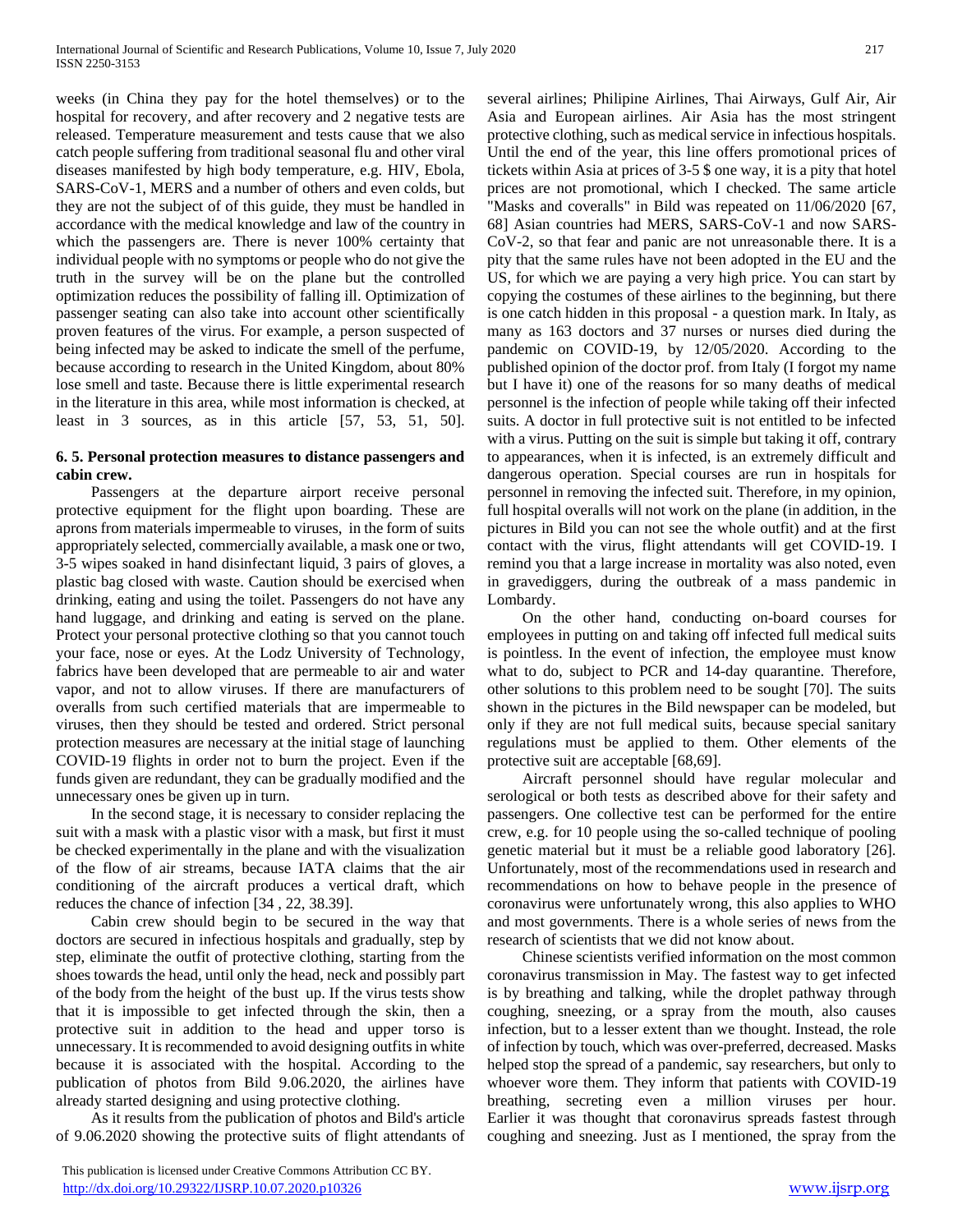weeks (in China they pay for the hotel themselves) or to the hospital for recovery, and after recovery and 2 negative tests are released. Temperature measurement and tests cause that we also catch people suffering from traditional seasonal flu and other viral diseases manifested by high body temperature, e.g. HIV, Ebola, SARS-CoV-1, MERS and a number of others and even colds, but they are not the subject of this guide, they must be handled in accordance with the medical knowledge and law of the country in which the passengers are. There is never 100% certainty that individual people with no symptoms or people who do not give the truth in the survey will be on the plane but the controlled optimization reduces the possibility of falling ill. Optimization of passenger seating can also take into account other scientifically proven features of the virus. For example, a person suspected of being infected may be asked to indicate the smell of the perfume, because according to research in the United Kingdom, about 80% lose smell and taste. Because there is little experimental research in the literature in this area, while most information is checked, at least in 3 sources, as in this article [57, 53, 51, 50].

### 6. 5. Personal protection measures to distance passengers and cabin crew.

Passengers at the departure airport receive personal protective equipment for the flight upon boarding. These are aprons from materials impermeable to viruses, in the form of suits appropriately selected, commercially available, a mask one or two, 3-5 wipes soaked in hand disinfectant liquid, 3 pairs of gloves, a plastic bag closed with waste. Caution should be exercised when drinking, eating and using the toilet. Passengers do not have any hand luggage, and drinking and eating is served on the plane. Protect your personal protective clothing so that you cannot touch your face, nose or eyes. At the Lodz University of Technology, fabrics have been developed that are permeable to air and water vapor, and not to allow viruses. If there are manufacturers of overalls from such certified materials that are impermeable to viruses, then they should be tested and ordered. Strict personal protection measures are necessary at the initial stage of launching COVID-19 flights in order not to burn the project. Even if the funds given are redundant, they can be gradually modified and the unnecessary ones be given up in turn.

In the second stage, it is necessary to consider replacing the suit with a mask with a plastic visor with a mask, but first it must be checked experimentally in the plane and with the visualization of the flow of air streams, because IATA claims that the air conditioning of the aircraft produces a vertical draft, which reduces the chance of infection [34 , 22, 38.39].

Cabin crew should begin to be secured in the way that doctors are secured in infectious hospitals and gradually, step by step, eliminate the outfit of protective clothing, starting from the shoes towards the head, until only the head, neck and possibly part of the body from the height of the bust up. If the virus tests show that it is impossible to get infected through the skin, then a protective suit in addition to the head and upper torso is unnecessary. It is recommended to avoid designing outfits in white because it is associated with the hospital. According to the publication of photos from Bild 9.06.2020, the airlines have already started designing and using protective clothing.

As it results from the publication of photos and Bild's article of 9.06.2020 showing the protective suits of flight attendants of several airlines; Philipine Airlines, Thai Airways, Gulf Air, Air Asia and European airlines. Air Asia has the most stringent protective clothing, such as medical service in infectious hospitals. Until the end of the year, this line offers promotional prices of tickets within Asia at prices of 3-5 $ one way, it is a pity that hotel prices are not promotional, which I checked. The same article "Masks and coveralls" in Bild was repeated on 11/06/2020 [67, 68] Asian countries had MERS, SARS-CoV-1 and now SARS-CoV-2, so that fear and panic are not unreasonable there. It is a pity that the same rules have not been adopted in the EU and the US, for which we are paying a very high price. You can start by copying the costumes of these airlines to the beginning, but there is one catch hidden in this proposal - a question mark. In Italy, as many as 163 doctors and 37 nurses or nurses died during the pandemic on COVID-19, by 12/05/2020. According to the published opinion of the doctor prof. from Italy (I forgot my name but I have it) one of the reasons for so many deaths of medical personnel is the infection of people while taking off their infected suits. A doctor in full protective suit is not entitled to be infected with a virus. Putting on the suit is simple but taking it off, contrary to appearances, when it is infected, is an extremely difficult and dangerous operation. Special courses are run in hospitals for personnel in removing the infected suit. Therefore, in my opinion, full hospital overalls will not work on the plane (in addition, in the pictures in Bild you can not see the whole outfit) and at the first contact with the virus, flight attendants will get COVID-19. I remind you that a large increase in mortality was also noted, even in gravediggers, during the outbreak of a mass pandemic in Lombardy.

On the other hand, conducting on-board courses for employees in putting on and taking off infected full medical suits is pointless. In the event of infection, the employee must know what to do, subject to PCR and 14-day quarantine. Therefore, other solutions to this problem need to be sought [70]. The suits shown in the pictures in the Bild newspaper can be modeled, but only if they are not full medical suits, because special sanitary regulations must be applied to them. Other elements of the protective suit are acceptable [68,69].

Aircraft personnel should have regular molecular and serological or both tests as described above for their safety and passengers. One collective test can be performed for the entire crew, e.g. for 10 people using the so-called technique of pooling genetic material but it must be a reliable good laboratory [26]. Unfortunately, most of the recommendations used in research and recommendations on how to behave people in the presence of coronavirus were unfortunately wrong, this also applies to WHO and most governments. There is a whole series of news from the research of scientists that we did not know about.

Chinese scientists verified information on the most common coronavirus transmission in May. The fastest way to get infected is by breathing and talking, while the droplet pathway through coughing, sneezing, or a spray from the mouth, also causes infection, but to a lesser extent than we thought. Instead, the role of infection by touch, which was over-preferred, decreased. Masks helped stop the spread of a pandemic, say researchers, but only to whoever wore them. They inform that patients with COVID-19 breathing, secreting even a million viruses per hour. Earlier it was thought that coronavirus spreads fastest through coughing and sneezing. Just as I mentioned, the spray from the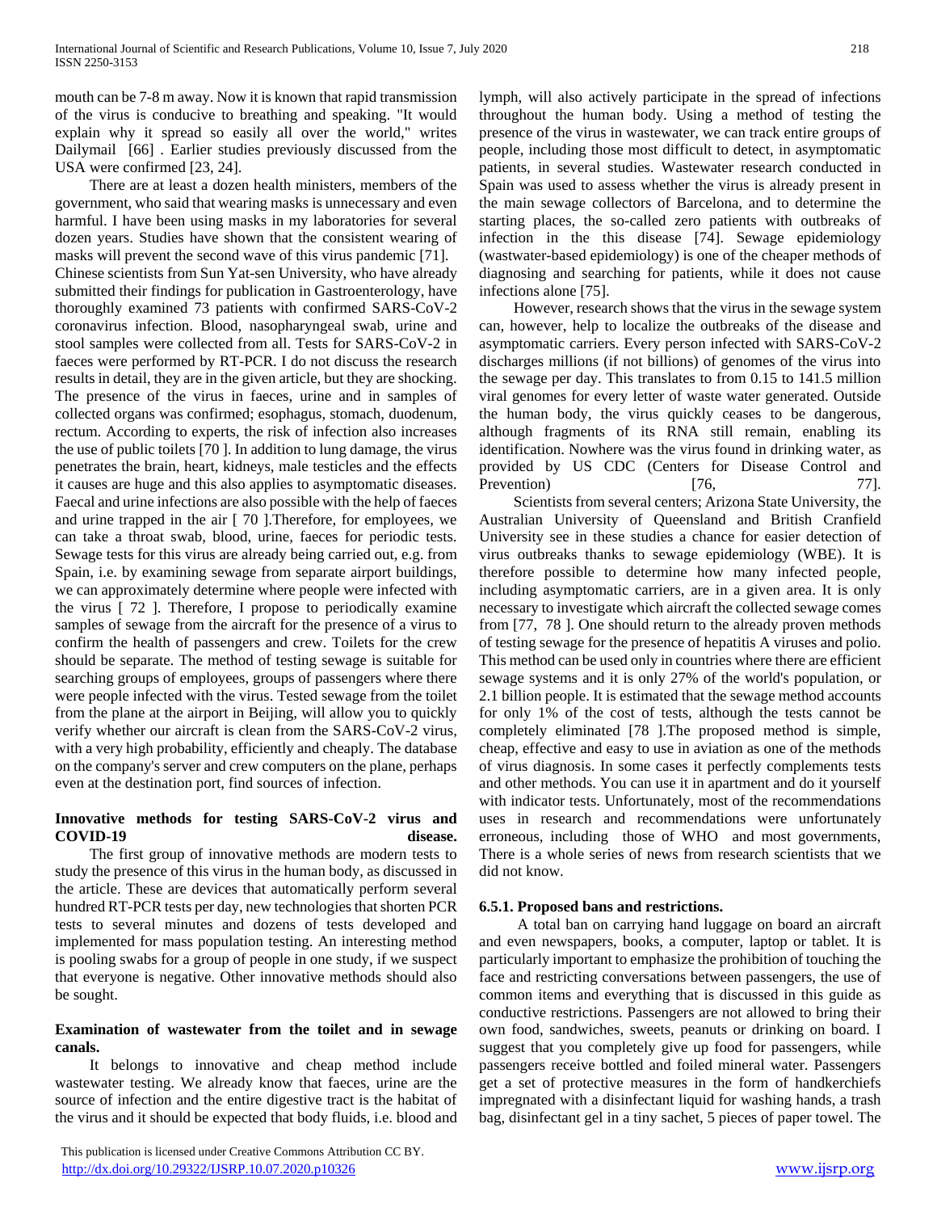mouth can be 7-8 m away. Now it is known that rapid transmission of the virus is conducive to breathing and speaking. "It would explain why it spread so easily all over the world," writes Dailymail [66] . Earlier studies previously discussed from the USA were confirmed [23, 24].

There are at least a dozen health ministers, members of the government, who said that wearing masks is unnecessary and even harmful. I have been using masks in my laboratories for several dozen years. Studies have shown that the consistent wearing of masks will prevent the second wave of this virus pandemic [71].

Chinese scientists from Sun Yat-sen University, who have already submitted their findings for publication in Gastroenterology, have thoroughly examined 73 patients with confirmed SARS-CoV-2 coronavirus infection. Blood, nasopharyngeal swab, urine and stool samples were collected from all. Tests for SARS-CoV-2 in faeces were performed by RT-PCR. I do not discuss the research results in detail, they are in the given article, but they are shocking. The presence of the virus in faeces, urine and in samples of collected organs was confirmed; esophagus, stomach, duodenum, rectum. According to experts, the risk of infection also increases the use of public toilets [70 ]. In addition to lung damage, the virus penetrates the brain, heart, kidneys, male testicles and the effects it causes are huge and this also applies to asymptomatic diseases. Faecal and urine infections are also possible with the help of faeces and urine trapped in the air [ 70 ].Therefore, for employees, we can take a throat swab, blood, urine, faeces for periodic tests. Sewage tests for this virus are already being carried out, e.g. from Spain, i.e. by examining sewage from separate airport buildings, we can approximately determine where people were infected with the virus [ 72 ]. Therefore, I propose to periodically examine samples of sewage from the aircraft for the presence of a virus to confirm the health of passengers and crew. Toilets for the crew should be separate. The method of testing sewage is suitable for searching groups of employees, groups of passengers where there were people infected with the virus. Tested sewage from the toilet from the plane at the airport in Beijing, will allow you to quickly verify whether our aircraft is clean from the SARS-CoV-2 virus, with a very high probability, efficiently and cheaply. The database on the company's server and crew computers on the plane, perhaps even at the destination port, find sources of infection.

**Innovative methods for testing SARS-CoV-2 virus and COVID-19 disease.**

The first group of innovative methods are modern tests to study the presence of this virus in the human body, as discussed in the article. These are devices that automatically perform several hundred RT-PCR tests per day, new technologies that shorten PCR tests to several minutes and dozens of tests developed and implemented for mass population testing. An interesting method is pooling swabs for a group of people in one study, if we suspect that everyone is negative. Other innovative methods should also be sought.

**Examination of wastewater from the toilet and in sewage canals.**

It belongs to innovative and cheap method include wastewater testing. We already know that faeces, urine are the source of infection and the entire digestive tract is the habitat of the virus and it should be expected that body fluids, i.e. blood and lymph, will also actively participate in the spread of infections throughout the human body. Using a method of testing the presence of the virus in wastewater, we can track entire groups of people, including those most difficult to detect, in asymptomatic patients, in several studies. Wastewater research conducted in Spain was used to assess whether the virus is already present in the main sewage collectors of Barcelona, and to determine the starting places, the so-called zero patients with outbreaks of infection in the this disease [74]. Sewage epidemiology (wastwater-based epidemiology) is one of the cheaper methods of diagnosing and searching for patients, while it does not cause infections alone [75].

However, research shows that the virus in the sewage system can, however, help to localize the outbreaks of the disease and asymptomatic carriers. Every person infected with SARS-CoV-2 discharges millions (if not billions) of genomes of the virus into the sewage per day. This translates to from 0.15 to 141.5 million viral genomes for every letter of waste water generated. Outside the human body, the virus quickly ceases to be dangerous, although fragments of its RNA still remain, enabling its identification. Nowhere was the virus found in drinking water, as provided by US CDC (Centers for Disease Control and Prevention) [76, 77].

Scientists from several centers; Arizona State University, the Australian University of Queensland and British Cranfield University see in these studies a chance for easier detection of virus outbreaks thanks to sewage epidemiology (WBE). It is therefore possible to determine how many infected people, including asymptomatic carriers, are in a given area. It is only necessary to investigate which aircraft the collected sewage comes from [77, 78 ]. One should return to the already proven methods of testing sewage for the presence of hepatitis A viruses and polio. This method can be used only in countries where there are efficient sewage systems and it is only 27% of the world's population, or 2.1 billion people. It is estimated that the sewage method accounts for only 1% of the cost of tests, although the tests cannot be completely eliminated [78 ].The proposed method is simple, cheap, effective and easy to use in aviation as one of the methods of virus diagnosis. In some cases it perfectly complements tests and other methods. You can use it in apartment and do it yourself with indicator tests. Unfortunately, most of the recommendations uses in research and recommendations were unfortunately erroneous, including those of WHO and most governments, There is a whole series of news from research scientists that we did not know.

**6.5.1. Proposed bans and restrictions.**

A total ban on carrying hand luggage on board an aircraft and even newspapers, books, a computer, laptop or tablet. It is particularly important to emphasize the prohibition of touching the face and restricting conversations between passengers, the use of common items and everything that is discussed in this guide as conductive restrictions. Passengers are not allowed to bring their own food, sandwiches, sweets, peanuts or drinking on board. I suggest that you completely give up food for passengers, while passengers receive bottled and foiled mineral water. Passengers get a set of protective measures in the form of handkerchiefs impregnated with a disinfectant liquid for washing hands, a trash bag, disinfectant gel in a tiny sachet, 5 pieces of paper towel. The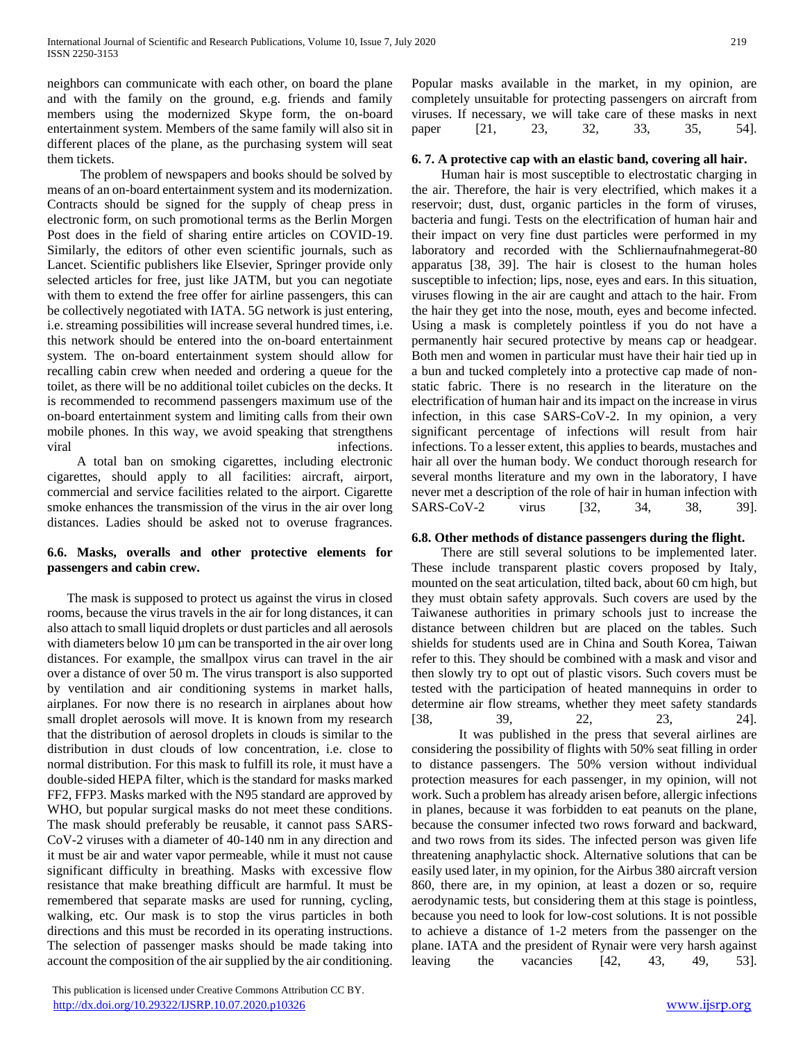neighbors can communicate with each other, on board the plane and with the family on the ground, e.g. friends and family members using the modernized Skype form, the on-board entertainment system. Members of the same family will also sit in different places of the plane, as the purchasing system will seat them tickets.

The problem of newspapers and books should be solved by means of an on-board entertainment system and its modernization. Contracts should be signed for the supply of cheap press in electronic form, on such promotional terms as the Berlin Morgen Post does in the field of sharing entire articles on COVID-19. Similarly, the editors of other even scientific journals, such as Lancet. Scientific publishers like Elsevier, Springer provide only selected articles for free, just like JATM, but you can negotiate with them to extend the free offer for airline passengers, this can be collectively negotiated with IATA. 5G network is just entering, i.e. streaming possibilities will increase several hundred times, i.e. this network should be entered into the on-board entertainment system. The on-board entertainment system should allow for recalling cabin crew when needed and ordering a queue for the toilet, as there will be no additional toilet cubicles on the decks. It is recommended to recommend passengers maximum use of the on-board entertainment system and limiting calls from their own mobile phones. In this way, we avoid speaking that strengthens viral infections.

A total ban on smoking cigarettes, including electronic cigarettes, should apply to all facilities: aircraft, airport, commercial and service facilities related to the airport. Cigarette smoke enhances the transmission of the virus in the air over long distances. Ladies should be asked not to overuse fragrances.

### 6.6. Masks, overalls and other protective elements for passengers and cabin crew.

The mask is supposed to protect us against the virus in closed rooms, because the virus travels in the air for long distances, it can also attach to small liquid droplets or dust particles and all aerosols with diameters below 10 µm can be transported in the air over long distances. For example, the smallpox virus can travel in the air over a distance of over 50 m. The virus transport is also supported by ventilation and air conditioning systems in market halls, airplanes. For now there is no research in airplanes about how small droplet aerosols will move. It is known from my research that the distribution of aerosol droplets in clouds is similar to the distribution in dust clouds of low concentration, i.e. close to normal distribution. For this mask to fulfill its role, it must have a double-sided HEPA filter, which is the standard for masks marked FF2, FFP3. Masks marked with the N95 standard are approved by WHO, but popular surgical masks do not meet these conditions. The mask should preferably be reusable, it cannot pass SARS-CoV-2 viruses with a diameter of 40-140 nm in any direction and it must be air and water vapor permeable, while it must not cause significant difficulty in breathing. Masks with excessive flow resistance that make breathing difficult are harmful. It must be remembered that separate masks are used for running, cycling, walking, etc. Our mask is to stop the virus particles in both directions and this must be recorded in its operating instructions. The selection of passenger masks should be made taking into account the composition of the air supplied by the air conditioning. Popular masks available in the market, in my opinion, are completely unsuitable for protecting passengers on aircraft from viruses. If necessary, we will take care of these masks in next paper [21, 23, 32, 33, 35, 54].

### 6. 7. A protective cap with an elastic band, covering all hair.

Human hair is most susceptible to electrostatic charging in the air. Therefore, the hair is very electrified, which makes it a reservoir; dust, dust, organic particles in the form of viruses, bacteria and fungi. Tests on the electrification of human hair and their impact on very fine dust particles were performed in my laboratory and recorded with the Schliernaufnahmegerat-80 apparatus [38, 39]. The hair is closest to the human holes susceptible to infection; lips, nose, eyes and ears. In this situation, viruses flowing in the air are caught and attach to the hair. From the hair they get into the nose, mouth, eyes and become infected. Using a mask is completely pointless if you do not have a permanently hair secured protective by means cap or headgear. Both men and women in particular must have their hair tied up in a bun and tucked completely into a protective cap made of non-static fabric. There is no research in the literature on the electrification of human hair and its impact on the increase in virus infection, in this case SARS-CoV-2. In my opinion, a very significant percentage of infections will result from hair infections. To a lesser extent, this applies to beards, mustaches and hair all over the human body. We conduct thorough research for several months literature and my own in the laboratory, I have never met a description of the role of hair in human infection with SARS-CoV-2 virus [32, 34, 38, 39].

### 6.8. Other methods of distance passengers during the flight.

There are still several solutions to be implemented later. These include transparent plastic covers proposed by Italy, mounted on the seat articulation, tilted back, about 60 cm high, but they must obtain safety approvals. Such covers are used by the Taiwanese authorities in primary schools just to increase the distance between children but are placed on the tables. Such shields for students used are in China and South Korea, Taiwan refer to this. They should be combined with a mask and visor and then slowly try to opt out of plastic visors. Such covers must be tested with the participation of heated mannequins in order to determine air flow streams, whether they meet safety standards [38, 39, 22, 23, 24].

It was published in the press that several airlines are considering the possibility of flights with 50% seat filling in order to distance passengers. The 50% version without individual protection measures for each passenger, in my opinion, will not work. Such a problem has already arisen before, allergic infections in planes, because it was forbidden to eat peanuts on the plane, because the consumer infected two rows forward and backward, and two rows from its sides. The infected person was given life threatening anaphylactic shock. Alternative solutions that can be easily used later, in my opinion, for the Airbus 380 aircraft version 860, there are, in my opinion, at least a dozen or so, require aerodynamic tests, but considering them at this stage is pointless, because you need to look for low-cost solutions. It is not possible to achieve a distance of 1-2 meters from the passenger on the plane. IATA and the president of Rynair were very harsh against leaving the vacancies [42, 43, 49, 53].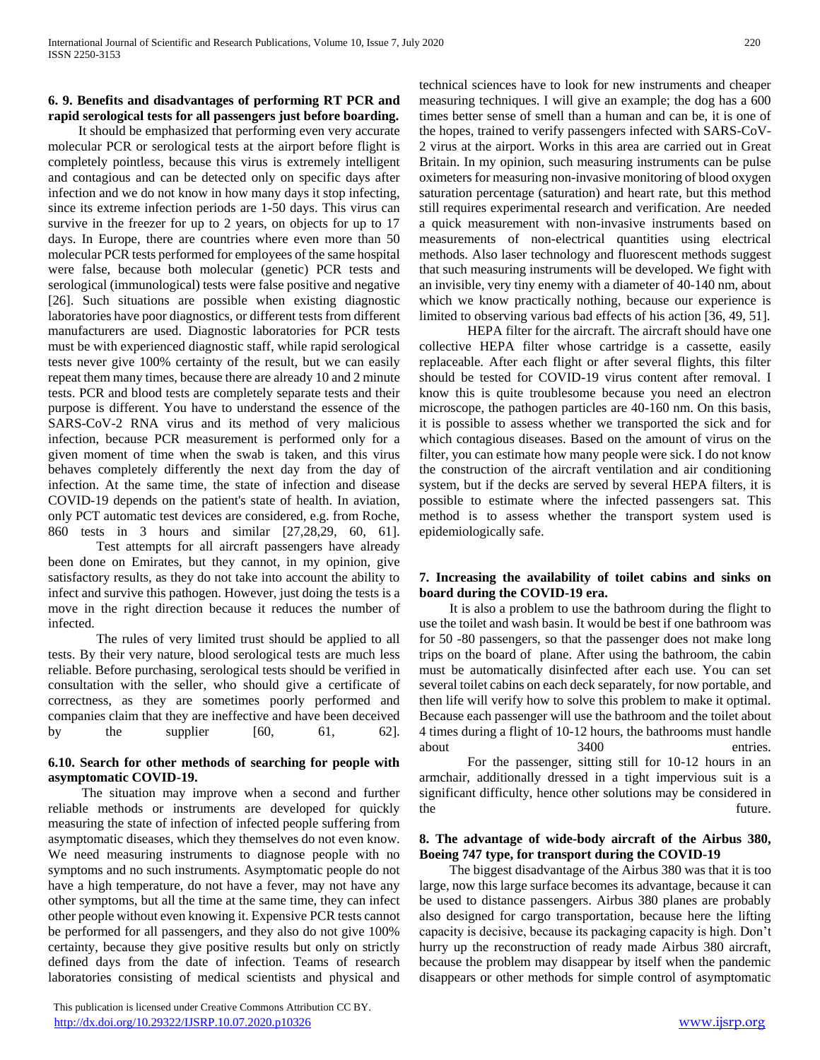### 6. 9. Benefits and disadvantages of performing RT PCR and rapid serological tests for all passengers just before boarding.

It should be emphasized that performing even very accurate molecular PCR or serological tests at the airport before flight is completely pointless, because this virus is extremely intelligent and contagious and can be detected only on specific days after infection and we do not know in how many days it stop infecting, since its extreme infection periods are 1-50 days. This virus can survive in the freezer for up to 2 years, on objects for up to 17 days. In Europe, there are countries where even more than 50 molecular PCR tests performed for employees of the same hospital were false, because both molecular (genetic) PCR tests and serological (immunological) tests were false positive and negative [26]. Such situations are possible when existing diagnostic laboratories have poor diagnostics, or different tests from different manufacturers are used. Diagnostic laboratories for PCR tests must be with experienced diagnostic staff, while rapid serological tests never give 100% certainty of the result, but we can easily repeat them many times, because there are already 10 and 2 minute tests. PCR and blood tests are completely separate tests and their purpose is different. You have to understand the essence of the SARS-CoV-2 RNA virus and its method of very malicious infection, because PCR measurement is performed only for a given moment of time when the swab is taken, and this virus behaves completely differently the next day from the day of infection. At the same time, the state of infection and disease COVID-19 depends on the patient's state of health. In aviation, only PCT automatic test devices are considered, e.g. from Roche, 860 tests in 3 hours and similar [27,28,29, 60, 61].

Test attempts for all aircraft passengers have already been done on Emirates, but they cannot, in my opinion, give satisfactory results, as they do not take into account the ability to infect and survive this pathogen. However, just doing the tests is a move in the right direction because it reduces the number of infected.

The rules of very limited trust should be applied to all tests. By their very nature, blood serological tests are much less reliable. Before purchasing, serological tests should be verified in consultation with the seller, who should give a certificate of correctness, as they are sometimes poorly performed and companies claim that they are ineffective and have been deceived by the supplier [60, 61, 62].

### 6.10. Search for other methods of searching for people with asymptomatic COVID-19.

The situation may improve when a second and further reliable methods or instruments are developed for quickly measuring the state of infection of infected people suffering from asymptomatic diseases, which they themselves do not even know. We need measuring instruments to diagnose people with no symptoms and no such instruments. Asymptomatic people do not have a high temperature, do not have a fever, may not have any other symptoms, but all the time at the same time, they can infect other people without even knowing it. Expensive PCR tests cannot be performed for all passengers, and they also do not give 100% certainty, because they give positive results but only on strictly defined days from the date of infection. Teams of research laboratories consisting of medical scientists and physical and technical sciences have to look for new instruments and cheaper measuring techniques. I will give an example; the dog has a 600 times better sense of smell than a human and can be, it is one of the hopes, trained to verify passengers infected with SARS-CoV-2 virus at the airport. Works in this area are carried out in Great Britain. In my opinion, such measuring instruments can be pulse oximeters for measuring non-invasive monitoring of blood oxygen saturation percentage (saturation) and heart rate, but this method still requires experimental research and verification. Are needed a quick measurement with non-invasive instruments based on measurements of non-electrical quantities using electrical methods. Also laser technology and fluorescent methods suggest that such measuring instruments will be developed. We fight with an invisible, very tiny enemy with a diameter of 40-140 nm, about which we know practically nothing, because our experience is limited to observing various bad effects of his action [36, 49, 51].

HEPA filter for the aircraft. The aircraft should have one collective HEPA filter whose cartridge is a cassette, easily replaceable. After each flight or after several flights, this filter should be tested for COVID-19 virus content after removal. I know this is quite troublesome because you need an electron microscope, the pathogen particles are 40-160 nm. On this basis, it is possible to assess whether we transported the sick and for which contagious diseases. Based on the amount of virus on the filter, you can estimate how many people were sick. I do not know the construction of the aircraft ventilation and air conditioning system, but if the decks are served by several HEPA filters, it is possible to estimate where the infected passengers sat. This method is to assess whether the transport system used is epidemiologically safe.

## 7. Increasing the availability of toilet cabins and sinks on board during the COVID-19 era.

It is also a problem to use the bathroom during the flight to use the toilet and wash basin. It would be best if one bathroom was for 50 -80 passengers, so that the passenger does not make long trips on the board of plane. After using the bathroom, the cabin must be automatically disinfected after each use. You can set several toilet cabins on each deck separately, for now portable, and then life will verify how to solve this problem to make it optimal. Because each passenger will use the bathroom and the toilet about 4 times during a flight of 10-12 hours, the bathrooms must handle about 3400 entries.

For the passenger, sitting still for 10-12 hours in an armchair, additionally dressed in a tight impervious suit is a significant difficulty, hence other solutions may be considered in the future.

## 8. The advantage of wide-body aircraft of the Airbus 380, Boeing 747 type, for transport during the COVID-19

The biggest disadvantage of the Airbus 380 was that it is too large, now this large surface becomes its advantage, because it can be used to distance passengers. Airbus 380 planes are probably also designed for cargo transportation, because here the lifting capacity is decisive, because its packaging capacity is high. Don't hurry up the reconstruction of ready made Airbus 380 aircraft, because the problem may disappear by itself when the pandemic disappears or other methods for simple control of asymptomatic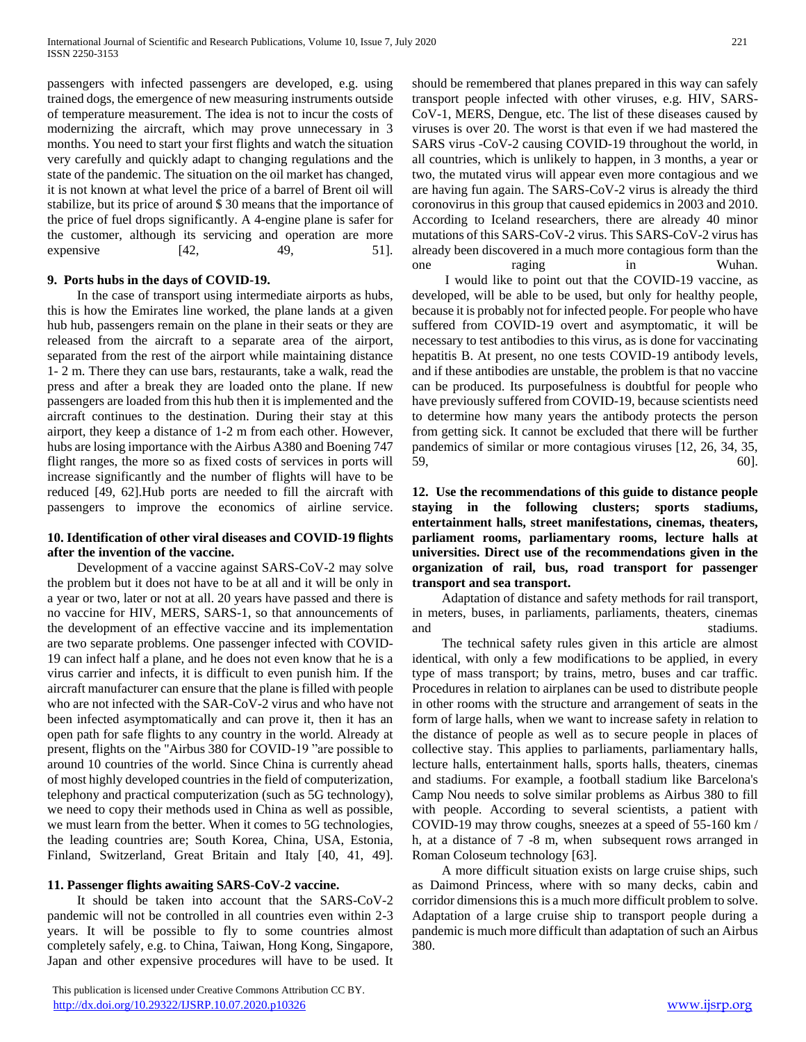passengers with infected passengers are developed, e.g. using trained dogs, the emergence of new measuring instruments outside of temperature measurement. The idea is not to incur the costs of modernizing the aircraft, which may prove unnecessary in 3 months. You need to start your first flights and watch the situation very carefully and quickly adapt to changing regulations and the state of the pandemic. The situation on the oil market has changed, it is not known at what level the price of a barrel of Brent oil will stabilize, but its price of around $ 30 means that the importance of the price of fuel drops significantly. A 4-engine plane is safer for the customer, although its servicing and operation are more expensive [42, 49, 51].

**9. Ports hubs in the days of COVID-19.**

In the case of transport using intermediate airports as hubs, this is how the Emirates line worked, the plane lands at a given hub hub, passengers remain on the plane in their seats or they are released from the aircraft to a separate area of the airport, separated from the rest of the airport while maintaining distance 1- 2 m. There they can use bars, restaurants, take a walk, read the press and after a break they are loaded onto the plane. If new passengers are loaded from this hub then it is implemented and the aircraft continues to the destination. During their stay at this airport, they keep a distance of 1-2 m from each other. However, hubs are losing importance with the Airbus A380 and Boening 747 flight ranges, the more so as fixed costs of services in ports will increase significantly and the number of flights will have to be reduced [49, 62].Hub ports are needed to fill the aircraft with passengers to improve the economics of airline service.

**10. Identification of other viral diseases and COVID-19 flights after the invention of the vaccine.**

Development of a vaccine against SARS-CoV-2 may solve the problem but it does not have to be at all and it will be only in a year or two, later or not at all. 20 years have passed and there is no vaccine for HIV, MERS, SARS-1, so that announcements of the development of an effective vaccine and its implementation are two separate problems. One passenger infected with COVID-19 can infect half a plane, and he does not even know that he is a virus carrier and infects, it is difficult to even punish him. If the aircraft manufacturer can ensure that the plane is filled with people who are not infected with the SAR-CoV-2 virus and who have not been infected asymptomatically and can prove it, then it has an open path for safe flights to any country in the world. Already at present, flights on the "Airbus 380 for COVID-19 "are possible to around 10 countries of the world. Since China is currently ahead of most highly developed countries in the field of computerization, telephony and practical computerization (such as 5G technology), we need to copy their methods used in China as well as possible, we must learn from the better. When it comes to 5G technologies, the leading countries are; South Korea, China, USA, Estonia, Finland, Switzerland, Great Britain and Italy [40, 41, 49].

**11. Passenger flights awaiting SARS-CoV-2 vaccine.**

It should be taken into account that the SARS-CoV-2 pandemic will not be controlled in all countries even within 2-3 years. It will be possible to fly to some countries almost completely safely, e.g. to China, Taiwan, Hong Kong, Singapore, Japan and other expensive procedures will have to be used. It should be remembered that planes prepared in this way can safely transport people infected with other viruses, e.g. HIV, SARS-CoV-1, MERS, Dengue, etc. The list of these diseases caused by viruses is over 20. The worst is that even if we had mastered the SARS virus -CoV-2 causing COVID-19 throughout the world, in all countries, which is unlikely to happen, in 3 months, a year or two, the mutated virus will appear even more contagious and we are having fun again. The SARS-CoV-2 virus is already the third coronovirus in this group that caused epidemics in 2003 and 2010. According to Iceland researchers, there are already 40 minor mutations of this SARS-CoV-2 virus. This SARS-CoV-2 virus has already been discovered in a much more contagious form than the one raging in Wuhan.

I would like to point out that the COVID-19 vaccine, as developed, will be able to be used, but only for healthy people, because it is probably not for infected people. For people who have suffered from COVID-19 overt and asymptomatic, it will be necessary to test antibodies to this virus, as is done for vaccinating hepatitis B. At present, no one tests COVID-19 antibody levels, and if these antibodies are unstable, the problem is that no vaccine can be produced. Its purposefulness is doubtful for people who have previously suffered from COVID-19, because scientists need to determine how many years the antibody protects the person from getting sick. It cannot be excluded that there will be further pandemics of similar or more contagious viruses [12, 26, 34, 35, 59, 60].

**12. Use the recommendations of this guide to distance people staying in the following clusters; sports stadiums, entertainment halls, street manifestations, cinemas, theaters, parliament rooms, parliamentary rooms, lecture halls at universities. Direct use of the recommendations given in the organization of rail, bus, road transport for passenger transport and sea transport.**

Adaptation of distance and safety methods for rail transport, in meters, buses, in parliaments, parliaments, theaters, cinemas and stadiums.

The technical safety rules given in this article are almost identical, with only a few modifications to be applied, in every type of mass transport; by trains, metro, buses and car traffic. Procedures in relation to airplanes can be used to distribute people in other rooms with the structure and arrangement of seats in the form of large halls, when we want to increase safety in relation to the distance of people as well as to secure people in places of collective stay. This applies to parliaments, parliamentary halls, lecture halls, entertainment halls, sports halls, theaters, cinemas and stadiums. For example, a football stadium like Barcelona's Camp Nou needs to solve similar problems as Airbus 380 to fill with people. According to several scientists, a patient with COVID-19 may throw coughs, sneezes at a speed of 55-160 km / h, at a distance of 7 -8 m, when subsequent rows arranged in Roman Coloseum technology [63].

A more difficult situation exists on large cruise ships, such as Daimond Princess, where with so many decks, cabin and corridor dimensions this is a much more difficult problem to solve. Adaptation of a large cruise ship to transport people during a pandemic is much more difficult than adaptation of such an Airbus 380.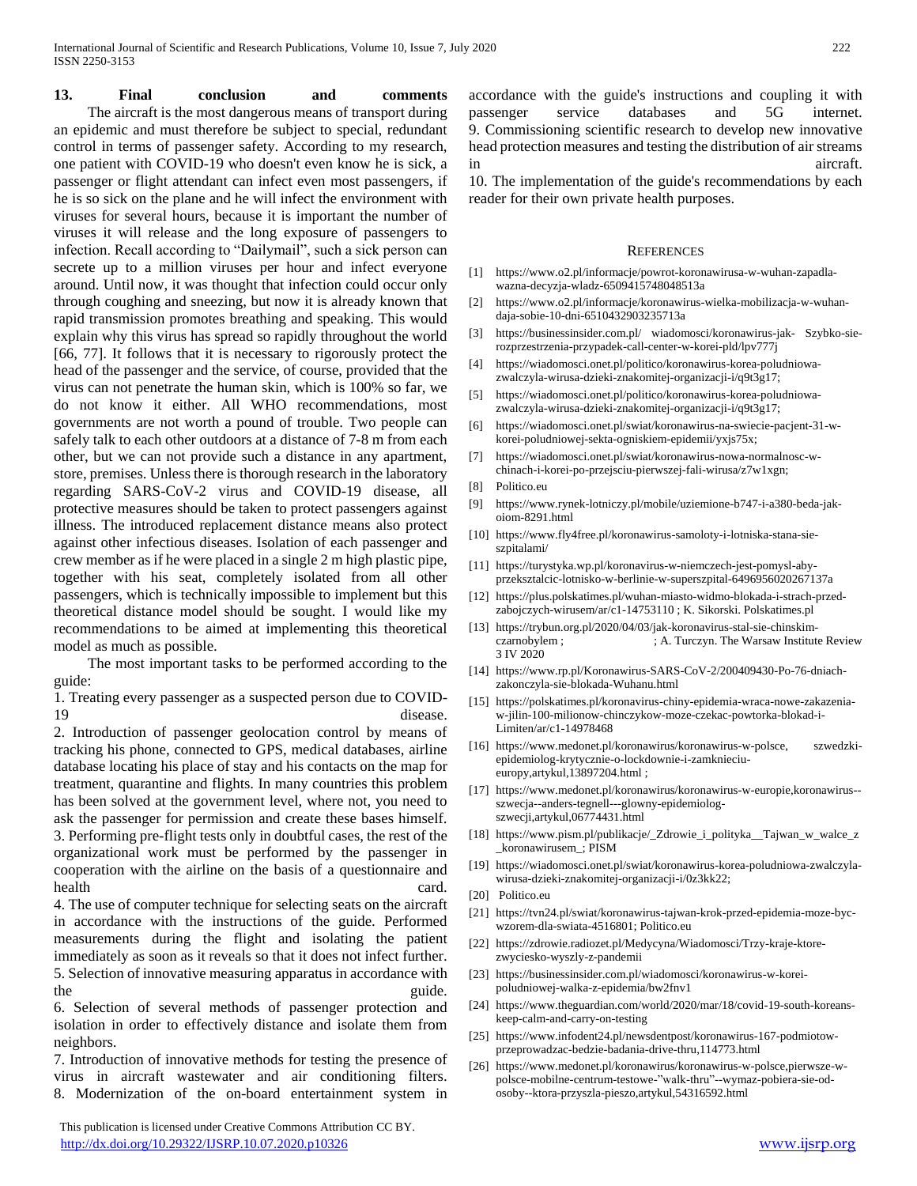## 13. Final conclusion and comments

The aircraft is the most dangerous means of transport during an epidemic and must therefore be subject to special, redundant control in terms of passenger safety. According to my research, one patient with COVID-19 who doesn't even know he is sick, a passenger or flight attendant can infect even most passengers, if he is so sick on the plane and he will infect the environment with viruses for several hours, because it is important the number of viruses it will release and the long exposure of passengers to infection. Recall according to "Dailymail", such a sick person can secrete up to a million viruses per hour and infect everyone around. Until now, it was thought that infection could occur only through coughing and sneezing, but now it is already known that rapid transmission promotes breathing and speaking. This would explain why this virus has spread so rapidly throughout the world [66, 77]. It follows that it is necessary to rigorously protect the head of the passenger and the service, of course, provided that the virus can not penetrate the human skin, which is 100% so far, we do not know it either. All WHO recommendations, most governments are not worth a pound of trouble. Two people can safely talk to each other outdoors at a distance of 7-8 m from each other, but we can not provide such a distance in any apartment, store, premises. Unless there is thorough research in the laboratory regarding SARS-CoV-2 virus and COVID-19 disease, all protective measures should be taken to protect passengers against illness. The introduced replacement distance means also protect against other infectious diseases. Isolation of each passenger and crew member as if he were placed in a single 2 m high plastic pipe, together with his seat, completely isolated from all other passengers, which is technically impossible to implement but this theoretical distance model should be sought. I would like my recommendations to be aimed at implementing this theoretical model as much as possible.

The most important tasks to be performed according to the guide:

1. Treating every passenger as a suspected person due to COVID-19 disease.
2. Introduction of passenger geolocation control by means of tracking his phone, connected to GPS, medical databases, airline database locating his place of stay and his contacts on the map for treatment, quarantine and flights. In many countries this problem has been solved at the government level, where not, you need to ask the passenger for permission and create these bases himself.
3. Performing pre-flight tests only in doubtful cases, the rest of the organizational work must be performed by the passenger in cooperation with the airline on the basis of a questionnaire and health card.
4. The use of computer technique for selecting seats on the aircraft in accordance with the instructions of the guide. Performed measurements during the flight and isolating the patient immediately as soon as it reveals so that it does not infect further.
5. Selection of innovative measuring apparatus in accordance with the guide.
6. Selection of several methods of passenger protection and isolation in order to effectively distance and isolate them from neighbors.
7. Introduction of innovative methods for testing the presence of virus in aircraft wastewater and air conditioning filters.
8. Modernization of the on-board entertainment system in accordance with the guide's instructions and coupling it with passenger service databases and 5G internet.
9. Commissioning scientific research to develop new innovative head protection measures and testing the distribution of air streams in aircraft.
10. The implementation of the guide's recommendations by each reader for their own private health purposes.

## References

[1] https://www.o2.pl/informacje/powrot-koronawirusa-w-wuhan-zapadla-wazna-decyzja-wladz-6509415748048513a

[2] https://www.o2.pl/informacje/koronawirus-wielka-mobilizacja-w-wuhan-daja-sobie-10-dni-6510432903235713a

[3] https://businessinsider.com.pl/ wiadomosci/koronawirus-jak- Szybko-sie-rozprzestrzenia-przypadek-call-center-w-korei-pld/lpv777j

[4] https://wiadomosci.onet.pl/politico/koronawirus-korea-poludniowa-zwalczyla-wirusa-dzieki-znakomitej-organizacji-i/q9t3g17;

[5] https://wiadomosci.onet.pl/politico/koronawirus-korea-poludniowa-zwalczyla-wirusa-dzieki-znakomitej-organizacji-i/q9t3g17;

[6] https://wiadomosci.onet.pl/swiat/koronawirus-na-swiecie-pacjent-31-w-korei-poludniowej-sekta-ogniskiem-epidemii/yxjs75x;

[7] https://wiadomosci.onet.pl/swiat/koronawirus-nowa-normalnosc-w-chinach-i-korei-po-przejsciu-pierwszej-fali-wirusa/z7w1xgn;

[8] Politico.eu

[9] https://www.rynek-lotniczy.pl/mobile/uziemione-b747-i-a380-beda-jak-oiom-8291.html

[10] https://www.fly4free.pl/koronawirus-samoloty-i-lotniska-stana-sie-szpitalami/

[11] https://turystyka.wp.pl/koronavirus-w-niemczech-jest-pomysl-aby-przeksztalcic-lotnisko-w-berlinie-w-superszpital-6496956020267137a

[12] https://plus.polskatimes.pl/wuhan-miasto-widmo-blokada-i-strach-przed-zabojczych-wirusem/ar/c1-14753110 ; K. Sikorski. Polskatimes.pl

[13] https://trybun.org.pl/2020/04/03/jak-koronawirus-stal-sie-chinskim-czarnobylem ; ; A. Turczyn. The Warsaw Institute Review 3 IV 2020

[14] https://www.rp.pl/Koronawirus-SARS-CoV-2/200409430-Po-76-dniach-zakonczyla-sie-blokada-Wuhanu.html

[15] https://polskatimes.pl/koronavirus-chiny-epidemia-wraca-nowe-zakazenia-w-jilin-100-milionow-chinczykow-moze-czekac-powtorka-blokad-i-Limiten/ar/c1-14978468

[16] https://www.medonet.pl/koronawirus/koronawirus-w-polsce, szwedzki-epidemiolog-krytycznie-o-lockdownie-i-zamknieciu-europy,artykul,13897204.html ;

[17] https://www.medonet.pl/koronawirus/koronawirus-w-europie,koronawirus--szwecja--anders-tegnell---glowny-epidemiolog-szwecji,artykul,06774431.html

[18] https://www.pism.pl/publikacje/_Zdrowie_i_polityka__Tajwan_w_walce_z_koronawirusem_; PISM

[19] https://wiadomosci.onet.pl/swiat/koronawirus-korea-poludniowa-zwalczyla-wirusa-dzieki-znakomitej-organizacji-i/0z3kk22;

[20] Politico.eu

[21] https://tvn24.pl/swiat/koronawirus-tajwan-krok-przed-epidemia-moze-byc-wzorem-dla-swiata-4516801; Politico.eu

[22] https://zdrowie.radiozet.pl/Medycyna/Wiadomosci/Trzy-kraje-ktore-zwyciesko-wyszly-z-pandemii

[23] https://businessinsider.com.pl/wiadomosci/koronawirus-w-korei-poludniowej-walka-z-epidemia/bw2fnv1

[24] https://www.theguardian.com/world/2020/mar/18/covid-19-south-koreans-keep-calm-and-carry-on-testing

[25] https://www.infodent24.pl/newsdentpost/koronawirus-167-podmiotow-przeprowadzac-bedzie-badania-drive-thru,114773.html

[26] https://www.medonet.pl/koronawirus/koronawirus-w-polsce,pierwsze-w-polsce-mobilne-centrum-testowe-"walk-thru"--wymaz-pobiera-sie-od-osoby--ktora-przyszla-pieszo,artykul,54316592.html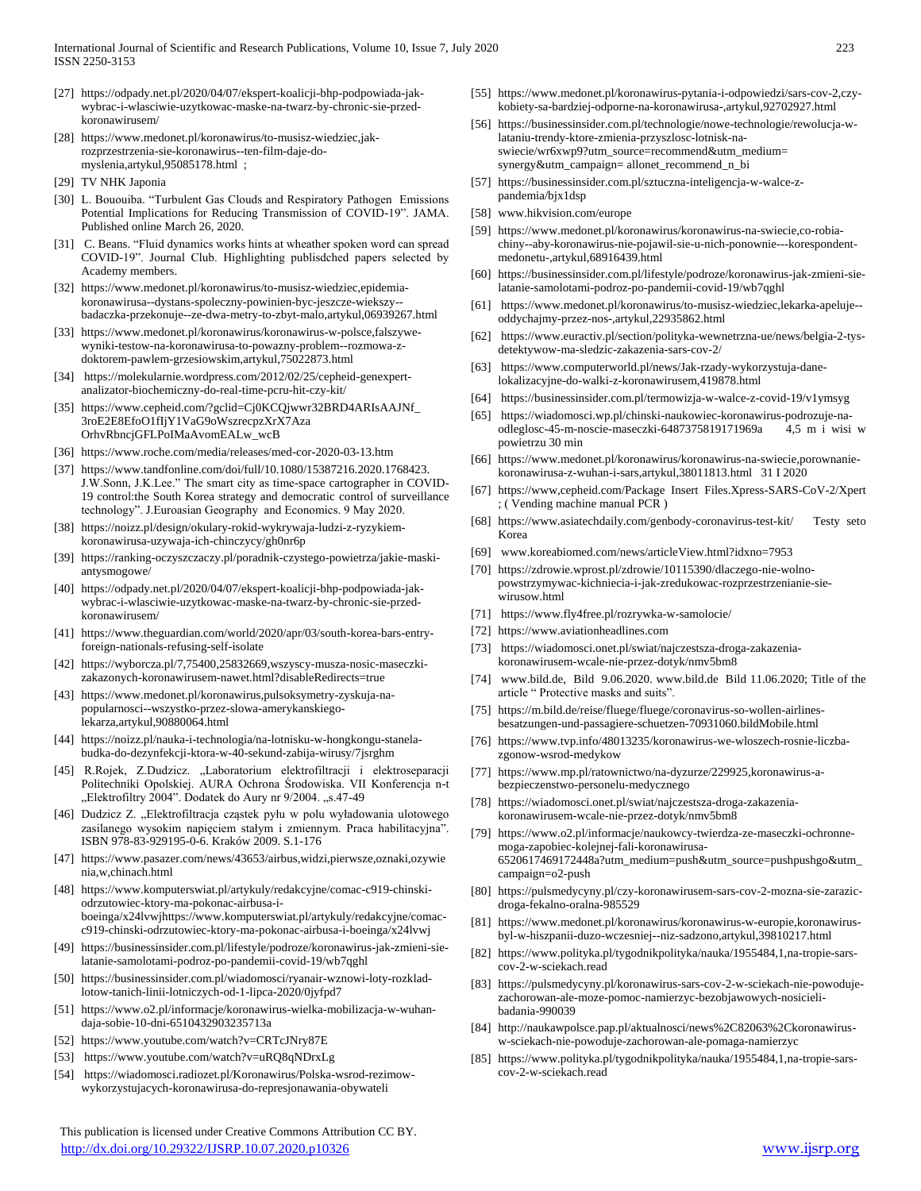[27] https://odpady.net.pl/2020/04/07/ekspert-koalicji-bhp-podpowiada-jak-wybrac-i-wlasciwie-uzytkowac-maske-na-twarz-by-chronic-sie-przed-koronawirusem/

[28] https://www.medonet.pl/koronawirus/to-musisz-wiedziec,jak-rozprzestrzenia-sie-koronawirus--ten-film-daje-do-myslenia,artykul,95085178.html ;

[29] TV NHK Japonia

[30] L. Bououiba. "Turbulent Gas Clouds and Respiratory Pathogen Emissions Potential Implications for Reducing Transmission of COVID-19". JAMA. Published online March 26, 2020.

[31] C. Beans. "Fluid dynamics works hints at wheather spoken word can spread COVID-19". Journal Club. Highlighting publisdched papers selected by Academy members.

[32] https://www.medonet.pl/koronawirus/to-musisz-wiedziec,epidemia-koronawirusa--dystans-spoleczny-powinien-byc-jeszcze-wiekszy--badaczka-przekonuje--ze-dwa-metry-to-zbyt-malo,artykul,06939267.html

[33] https://www.medonet.pl/koronawirus/koronawirus-w-polsce,falszywe-wyniki-testow-na-koronawirusa-to-powazny-problem--rozmowa-z-doktorem-pawlem-grzesiowskim,artykul,75022873.html

[34] https://molekularnie.wordpress.com/2012/02/25/cepheid-genexpert-analizator-biochemiczny-do-real-time-pcru-hit-czy-kit/

[35] https://www.cepheid.com/?gclid=Cj0KCQjwwr32BRD4ARIsAAJNf_3roE2E8EfoO1fIjY1VaG9oWszrecpzXrX7Aza OrhvRbncjGFLPoIMaAvomEALw_wcB

[36] https://www.roche.com/media/releases/med-cor-2020-03-13.htm

[37] https://www.tandfonline.com/doi/full/10.1080/15387216.2020.1768423. J.W.Sonn, J.K.Lee." The smart city as time-space cartographer in COVID-19 control:the South Korea strategy and democratic control of surveillance technology". J.Euroasian Geography and Economics. 9 May 2020.

[38] https://noizz.pl/design/okulary-rokid-wykrywaja-ludzi-z-ryzykiem-koronawirusa-uzywaja-ich-chinczycy/gh0nr6p

[39] https://ranking-oczyszczaczy.pl/poradnik-czystego-powietrza/jakie-maski-antysmogowe/

[40] https://odpady.net.pl/2020/04/07/ekspert-koalicji-bhp-podpowiada-jak-wybrac-i-wlasciwie-uzytkowac-maske-na-twarz-by-chronic-sie-przed-koronawirusem/

[41] https://www.theguardian.com/world/2020/apr/03/south-korea-bars-entry-foreign-nationals-refusing-self-isolate

[42] https://wyborcza.pl/7,75400,25832669,wszyscy-musza-nosic-maseczki-zakazonych-koronawirusem-nawet.html?disableRedirects=true

[43] https://www.medonet.pl/koronawirus,pulsoksymetry-zyskuja-na-popularnosci--wszystko-przez-slowa-amerykanskiego-lekarza,artykul,90880064.html

[44] https://noizz.pl/nauka-i-technologia/na-lotnisku-w-hongkongu-stanela-budka-do-dezynfekcji-ktora-w-40-sekund-zabija-wirusy/7jsrghm

[45] R.Rojek, Z.Dudzicz. „Laboratorium elektrofiltracji i elektroseparacji Politechniki Opolskiej. AURA Ochrona Środowiska. VII Konferencja n-t „Elektrofiltry 2004". Dodatek do Aury nr 9/2004. „s.47-49

[46] Dudzicz Z. „Elektrofiltracja cząstek pyłu w polu wyładowania ulotowego zasilanego wysokim napięciem stałym i zmiennym. Praca habilitacyjna". ISBN 978-83-929195-0-6. Kraków 2009. S.1-176

[47] https://www.pasazer.com/news/43653/airbus,widzi,pierwsze,oznaki,ozywienia,w,chinach.html

[48] https://www.komputerswiat.pl/artykuly/redakcyjne/comac-c919-chinski-odrzutowiec-ktory-ma-pokonac-airbusa-i-boeinga/x24lvwjhttps://www.komputerswiat.pl/artykuly/redakcyjne/comac-c919-chinski-odrzutowiec-ktory-ma-pokonac-airbusa-i-boeinga/x24lvwj

[49] https://businessinsider.com.pl/lifestyle/podroze/koronawirus-jak-zmieni-sie-latanie-samolotami-podroz-po-pandemii-covid-19/wb7qghl

[50] https://businessinsider.com.pl/wiadomosci/ryanair-wznowi-loty-rozklad-lotow-tanich-linii-lotniczych-od-1-lipca-2020/0jyfpd7

[51] https://www.o2.pl/informacje/koronawirus-wielka-mobilizacja-w-wuhan-daja-sobie-10-dni-6510432903235713a

[52] https://www.youtube.com/watch?v=CRTcJNry87E

[53] https://www.youtube.com/watch?v=uRQ8qNDrxLg

[54] https://wiadomosci.radiozet.pl/Koronawirus/Polska-wsrod-rezimow-wykorzystujacych-koronawirusa-do-represjonawania-obywateli

[55] https://www.medonet.pl/koronawirus-pytania-i-odpowiedzi/sars-cov-2,czy-kobiety-sa-bardziej-odporne-na-koronawirusa-,artykul,92702927.html

[56] https://businessinsider.com.pl/technologie/nowe-technologie/rewolucja-w-lataniu-trendy-ktore-zmienia-przyszlosc-lotnisk-na-swiecie/wr6xwp9?utm_source=recommend&utm_medium= synergy&utm_campaign= allonet_recommend_n_bi

[57] https://businessinsider.com.pl/sztuczna-inteligencja-w-walce-z-pandemia/bjx1dsp

[58] www.hikvision.com/europe

[59] https://www.medonet.pl/koronawirus/koronawirus-na-swiecie,co-robia-chiny--aby-koronawirus-nie-pojawil-sie-u-nich-ponownie---korespondent-medonetu-,artykul,68916439.html

[60] https://businessinsider.com.pl/lifestyle/podroze/koronawirus-jak-zmieni-sie-latanie-samolotami-podroz-po-pandemii-covid-19/wb7qghl

[61] https://www.medonet.pl/koronawirus/to-musisz-wiedziec,lekarka-apeluje--oddychajmy-przez-nos-,artykul,22935862.html

[62] https://www.euractiv.pl/section/polityka-wewnetrzna-ue/news/belgia-2-tys-detektywow-ma-sledzic-zakazenia-sars-cov-2/

[63] https://www.computerworld.pl/news/Jak-rzady-wykorzystuja-dane-lokalizacyjne-do-walki-z-koronawirusem,419878.html

[64] https://businessinsider.com.pl/termowizja-w-walce-z-covid-19/v1ymsyg

[65] https://wiadomosci.wp.pl/chinski-naukowiec-koronawirus-podrozuje-na-odleglosc-45-m-noscie-maseczki-6487375819171969a 4,5 m i wisi w powietrzu 30 min

[66] https://www.medonet.pl/koronawirus/koronawirus-na-swiecie,porownanie-koronawirusa-z-wuhan-i-sars,artykul,38011813.html 31 I 2020

[67] https://www,cepheid.com/Package Insert Files.Xpress-SARS-CoV-2/Xpert ; ( Vending machine manual PCR )

[68] https://www.asiatechdaily.com/genbody-coronavirus-test-kit/ Testy seto Korea

[69] www.koreabiomed.com/news/articleView.html?idxno=7953

[70] https://zdrowie.wprost.pl/zdrowie/10115390/dlaczego-nie-wolno-powstrzymywac-kichniecia-i-jak-zredukowac-rozprzestrzenianie-sie-wirusow.html

[71] https://www.fly4free.pl/rozrywka-w-samolocie/

[72] https://www.aviationheadlines.com

[73] https://wiadomosci.onet.pl/swiat/najczestsza-droga-zakazenia-koronawirusem-wcale-nie-przez-dotyk/nmv5bm8

[74] www.bild.de, Bild 9.06.2020. www.bild.de Bild 11.06.2020; Title of the article " Protective masks and suits".

[75] https://m.bild.de/reise/fluege/fluege/coronavirus-so-wollen-airlines-besatzungen-und-passagiere-schuetzen-70931060.bildMobile.html

[76] https://www.tvp.info/48013235/koronawirus-we-wloszech-rosnie-liczba-zgonow-wsrod-medykow

[77] https://www.mp.pl/ratownictwo/na-dyzurze/229925,koronawirus-a-bezpieczenstwo-personelu-medycznego

[78] https://wiadomosci.onet.pl/swiat/najczestsza-droga-zakazenia-koronawirusem-wcale-nie-przez-dotyk/nmv5bm8

[79] https://www.o2.pl/informacje/naukowcy-twierdza-ze-maseczki-ochronne-moga-zapobiec-kolejnej-fali-koronawirusa-6520617469172448a?utm_medium=push&utm_source=pushpushgo&utm_campaign=o2-push

[80] https://pulsmedycyny.pl/czy-koronawirusem-sars-cov-2-mozna-sie-zarazic-droga-fekalno-oralna-985529

[81] https://www.medonet.pl/koronawirus/koronawirus-w-europie,koronawirus-byl-w-hiszpanii-duzo-wczesniej--niz-sadzono,artykul,39810217.html

[82] https://www.polityka.pl/tygodnikpolityka/nauka/1955484,1,na-tropie-sars-cov-2-w-sciekach.read

[83] https://pulsmedycyny.pl/koronawirus-sars-cov-2-w-sciekach-nie-powoduje-zachorowan-ale-moze-pomoc-namierzyc-bezobjawowych-nosicieli-badania-990039

[84] http://naukawpolsce.pap.pl/aktualnosci/news%2C82063%2Ckoronawirus-w-sciekach-nie-powoduje-zachorowan-ale-pomaga-namierzyc

[85] https://www.polityka.pl/tygodnikpolityka/nauka/1955484,1,na-tropie-sars-cov-2-w-sciekach.read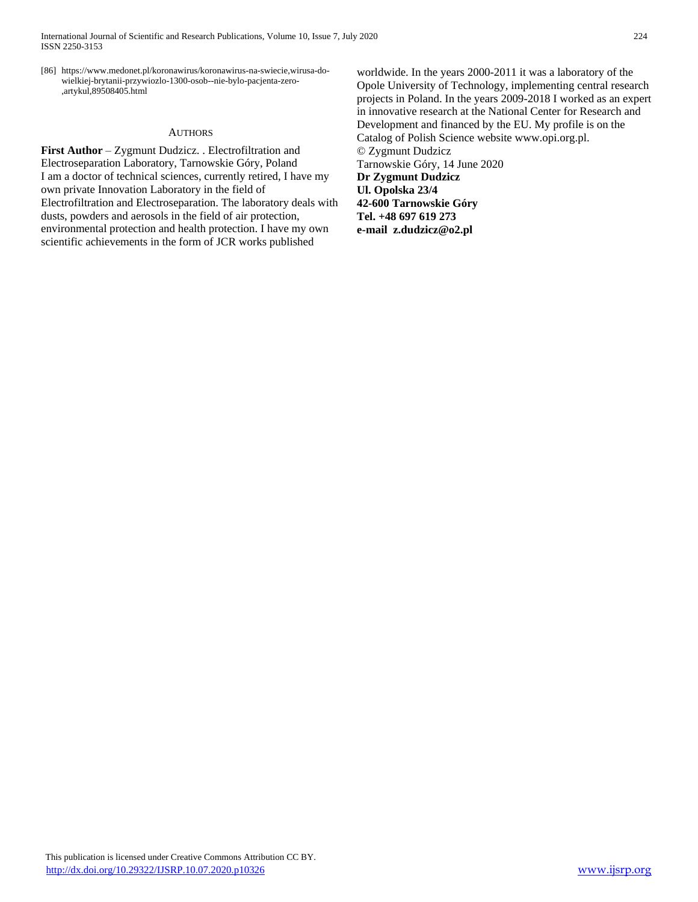[86] https://www.medonet.pl/koronawirus/koronawirus-na-swiecie,wirusa-do-wielkiej-brytanii-przywiozlo-1300-osob--nie-bylo-pacjenta-zero-,artykul,89508405.html

## AUTHORS

**First Author** – Zygmunt Dudzicz. . Electrofiltration and Electroseparation Laboratory, Tarnowskie Góry, Poland
I am a doctor of technical sciences, currently retired, I have my own private Innovation Laboratory in the field of Electrofiltration and Electroseparation. The laboratory deals with dusts, powders and aerosols in the field of air protection, environmental protection and health protection. I have my own scientific achievements in the form of JCR works published worldwide. In the years 2000-2011 it was a laboratory of the Opole University of Technology, implementing central research projects in Poland. In the years 2009-2018 I worked as an expert in innovative research at the National Center for Research and Development and financed by the EU. My profile is on the Catalog of Polish Science website www.opi.org.pl.
© Zygmunt Dudzicz
Tarnowskie Góry, 14 June 2020
**Dr Zygmunt Dudzicz**
**Ul. Opolska 23/4**
**42-600 Tarnowskie Góry**
**Tel. +48 697 619 273**
**e-mail z.dudzicz@o2.pl**

This publication is licensed under Creative Commons Attribution CC BY.
http://dx.doi.org/10.29322/IJSRP.10.07.2020.p10326